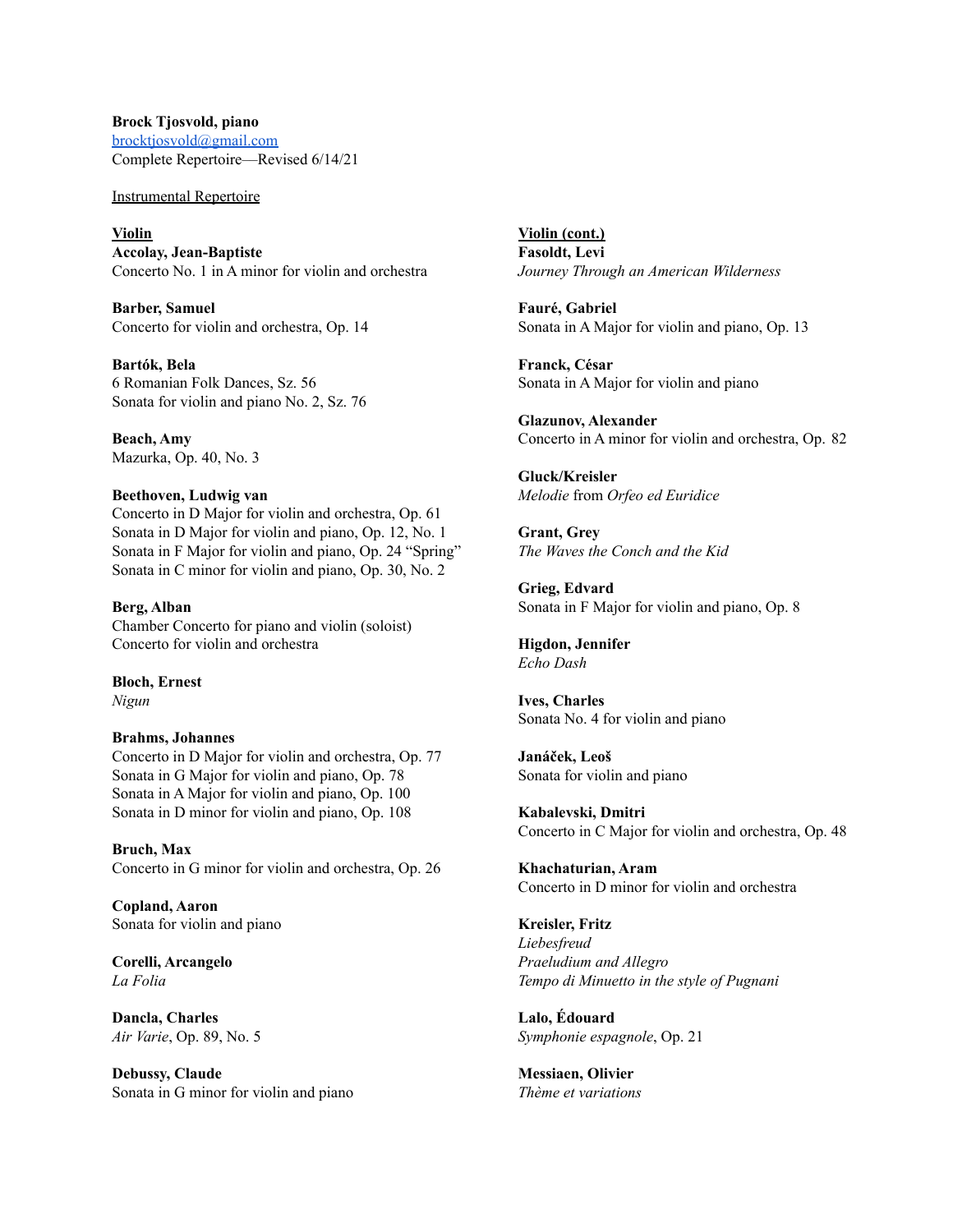**Brock Tjosvold, piano**
[brocktjosvold@gmail.com](mailto:brocktjosvold@gmail.com)
Complete Repertoire—Revised 6/14/21

Instrumental Repertoire

**Violin**

**Accolay, Jean-Baptiste**
Concerto No. 1 in A minor for violin and orchestra

**Barber, Samuel**
Concerto for violin and orchestra, Op. 14

**Bartók, Bela**
6 Romanian Folk Dances, Sz. 56
Sonata for violin and piano No. 2, Sz. 76

**Beach, Amy**
Mazurka, Op. 40, No. 3

**Beethoven, Ludwig van**
Concerto in D Major for violin and orchestra, Op. 61
Sonata in D Major for violin and piano, Op. 12, No. 1
Sonata in F Major for violin and piano, Op. 24 "Spring"
Sonata in C minor for violin and piano, Op. 30, No. 2

**Berg, Alban**
Chamber Concerto for piano and violin (soloist)
Concerto for violin and orchestra

**Bloch, Ernest**
*Nigun*

**Brahms, Johannes**
Concerto in D Major for violin and orchestra, Op. 77
Sonata in G Major for violin and piano, Op. 78
Sonata in A Major for violin and piano, Op. 100
Sonata in D minor for violin and piano, Op. 108

**Bruch, Max**
Concerto in G minor for violin and orchestra, Op. 26

**Copland, Aaron**
Sonata for violin and piano

**Corelli, Arcangelo**
*La Folia*

**Dancla, Charles**
*Air Varie*, Op. 89, No. 5

**Debussy, Claude**
Sonata in G minor for violin and piano

**Violin (cont.)**

**Fasoldt, Levi**
*Journey Through an American Wilderness*

**Fauré, Gabriel**
Sonata in A Major for violin and piano, Op. 13

**Franck, César**
Sonata in A Major for violin and piano

**Glazunov, Alexander**
Concerto in A minor for violin and orchestra, Op. 82

**Gluck/Kreisler**
*Melodie* from *Orfeo ed Euridice*

**Grant, Grey**
*The Waves the Conch and the Kid*

**Grieg, Edvard**
Sonata in F Major for violin and piano, Op. 8

**Higdon, Jennifer**
*Echo Dash*

**Ives, Charles**
Sonata No. 4 for violin and piano

**Janáček, Leoš**
Sonata for violin and piano

**Kabalevski, Dmitri**
Concerto in C Major for violin and orchestra, Op. 48

**Khachaturian, Aram**
Concerto in D minor for violin and orchestra

**Kreisler, Fritz**
*Liebesfreud*
*Praeludium and Allegro*
*Tempo di Minuetto in the style of Pugnani*

**Lalo, Édouard**
*Symphonie espagnole*, Op. 21

**Messiaen, Olivier**
*Thème et variations*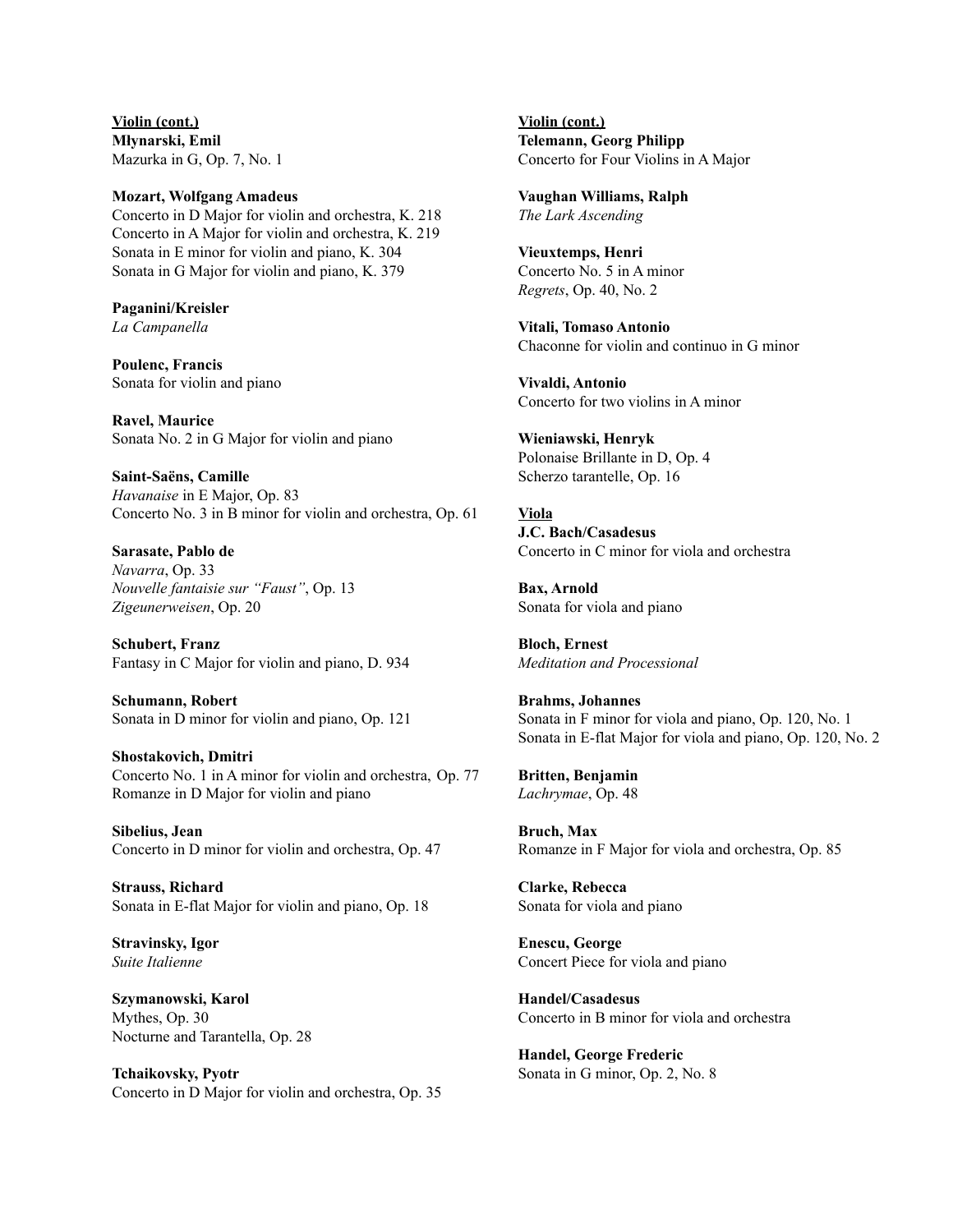<u>**Violin (cont.)**</u>

**Młynarski, Emil**
Mazurka in G, Op. 7, No. 1

**Mozart, Wolfgang Amadeus**
Concerto in D Major for violin and orchestra, K. 218
Concerto in A Major for violin and orchestra, K. 219
Sonata in E minor for violin and piano, K. 304
Sonata in G Major for violin and piano, K. 379

**Paganini/Kreisler**
*La Campanella*

**Poulenc, Francis**
Sonata for violin and piano

**Ravel, Maurice**
Sonata No. 2 in G Major for violin and piano

**Saint-Saëns, Camille**
*Havanaise* in E Major, Op. 83
Concerto No. 3 in B minor for violin and orchestra, Op. 61

**Sarasate, Pablo de**
*Navarra*, Op. 33
*Nouvelle fantaisie sur "Faust"*, Op. 13
*Zigeunerweisen*, Op. 20

**Schubert, Franz**
Fantasy in C Major for violin and piano, D. 934

**Schumann, Robert**
Sonata in D minor for violin and piano, Op. 121

**Shostakovich, Dmitri**
Concerto No. 1 in A minor for violin and orchestra, Op. 77
Romanze in D Major for violin and piano

**Sibelius, Jean**
Concerto in D minor for violin and orchestra, Op. 47

**Strauss, Richard**
Sonata in E-flat Major for violin and piano, Op. 18

**Stravinsky, Igor**
*Suite Italienne*

**Szymanowski, Karol**
Mythes, Op. 30
Nocturne and Tarantella, Op. 28

**Tchaikovsky, Pyotr**
Concerto in D Major for violin and orchestra, Op. 35

<u>**Violin (cont.)**</u>

**Telemann, Georg Philipp**
Concerto for Four Violins in A Major

**Vaughan Williams, Ralph**
*The Lark Ascending*

**Vieuxtemps, Henri**
Concerto No. 5 in A minor
*Regrets*, Op. 40, No. 2

**Vitali, Tomaso Antonio**
Chaconne for violin and continuo in G minor

**Vivaldi, Antonio**
Concerto for two violins in A minor

**Wieniawski, Henryk**
Polonaise Brillante in D, Op. 4
Scherzo tarantelle, Op. 16

<u>**Viola**</u>

**J.C. Bach/Casadesus**
Concerto in C minor for viola and orchestra

**Bax, Arnold**
Sonata for viola and piano

**Bloch, Ernest**
*Meditation and Processional*

**Brahms, Johannes**
Sonata in F minor for viola and piano, Op. 120, No. 1
Sonata in E-flat Major for viola and piano, Op. 120, No. 2

**Britten, Benjamin**
*Lachrymae*, Op. 48

**Bruch, Max**
Romanze in F Major for viola and orchestra, Op. 85

**Clarke, Rebecca**
Sonata for viola and piano

**Enescu, George**
Concert Piece for viola and piano

**Handel/Casadesus**
Concerto in B minor for viola and orchestra

**Handel, George Frederic**
Sonata in G minor, Op. 2, No. 8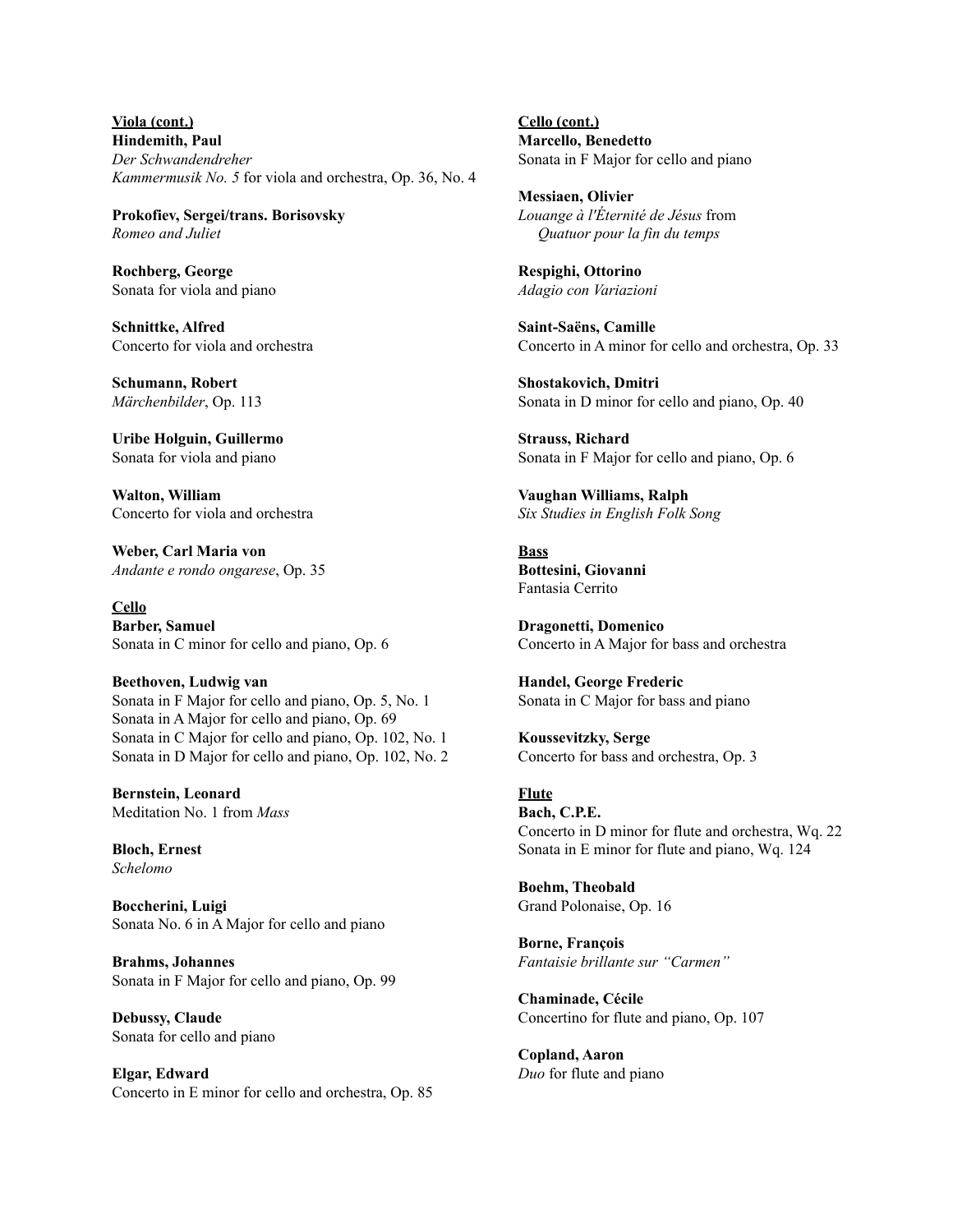**<u>Viola (cont.)</u>**
**Hindemith, Paul**
*Der Schwandendreher*
*Kammermusik No. 5* for viola and orchestra, Op. 36, No. 4

**Prokofiev, Sergei/trans. Borisovsky**
*Romeo and Juliet*

**Rochberg, George**
Sonata for viola and piano

**Schnittke, Alfred**
Concerto for viola and orchestra

**Schumann, Robert**
*Märchenbilder*, Op. 113

**Uribe Holguin, Guillermo**
Sonata for viola and piano

**Walton, William**
Concerto for viola and orchestra

**Weber, Carl Maria von**
*Andante e rondo ongarese*, Op. 35

**<u>Cello</u>**
**Barber, Samuel**
Sonata in C minor for cello and piano, Op. 6

**Beethoven, Ludwig van**
Sonata in F Major for cello and piano, Op. 5, No. 1
Sonata in A Major for cello and piano, Op. 69
Sonata in C Major for cello and piano, Op. 102, No. 1
Sonata in D Major for cello and piano, Op. 102, No. 2

**Bernstein, Leonard**
Meditation No. 1 from *Mass*

**Bloch, Ernest**
*Schelomo*

**Boccherini, Luigi**
Sonata No. 6 in A Major for cello and piano

**Brahms, Johannes**
Sonata in F Major for cello and piano, Op. 99

**Debussy, Claude**
Sonata for cello and piano

**Elgar, Edward**
Concerto in E minor for cello and orchestra, Op. 85

**<u>Cello (cont.)</u>**
**Marcello, Benedetto**
Sonata in F Major for cello and piano

**Messiaen, Olivier**
*Louange à l'Éternité de Jésus* from
*Quatuor pour la fin du temps*

**Respighi, Ottorino**
*Adagio con Variazioni*

**Saint-Saëns, Camille**
Concerto in A minor for cello and orchestra, Op. 33

**Shostakovich, Dmitri**
Sonata in D minor for cello and piano, Op. 40

**Strauss, Richard**
Sonata in F Major for cello and piano, Op. 6

**Vaughan Williams, Ralph**
*Six Studies in English Folk Song*

**<u>Bass</u>**
**Bottesini, Giovanni**
Fantasia Cerrito

**Dragonetti, Domenico**
Concerto in A Major for bass and orchestra

**Handel, George Frederic**
Sonata in C Major for bass and piano

**Koussevitzky, Serge**
Concerto for bass and orchestra, Op. 3

**<u>Flute</u>**
**Bach, C.P.E.**
Concerto in D minor for flute and orchestra, Wq. 22
Sonata in E minor for flute and piano, Wq. 124

**Boehm, Theobald**
Grand Polonaise, Op. 16

**Borne, François**
*Fantaisie brillante sur "Carmen"*

**Chaminade, Cécile**
Concertino for flute and piano, Op. 107

**Copland, Aaron**
*Duo* for flute and piano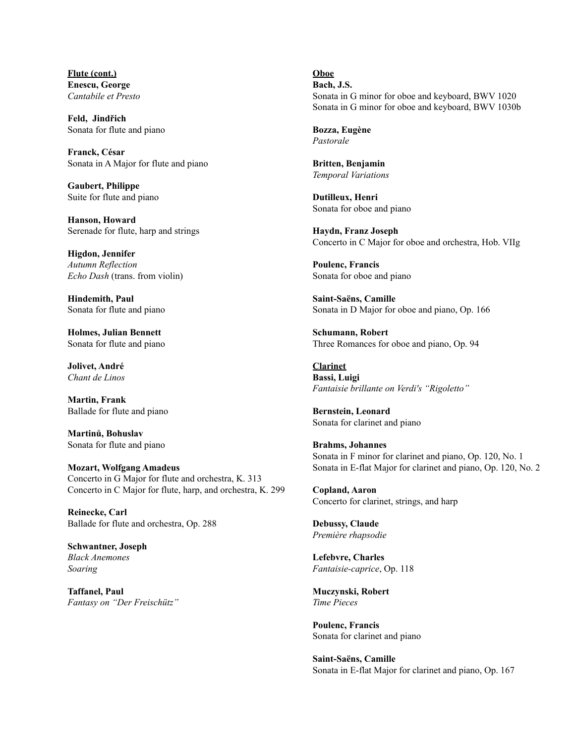**<u>Flute (cont.)</u>**

**Enescu, George**
*Cantabile et Presto*

**Feld, Jindřich**
Sonata for flute and piano

**Franck, César**
Sonata in A Major for flute and piano

**Gaubert, Philippe**
Suite for flute and piano

**Hanson, Howard**
Serenade for flute, harp and strings

**Higdon, Jennifer**
*Autumn Reflection*
*Echo Dash* (trans. from violin)

**Hindemith, Paul**
Sonata for flute and piano

**Holmes, Julian Bennett**
Sonata for flute and piano

**Jolivet, André**
*Chant de Linos*

**Martin, Frank**
Ballade for flute and piano

**Martinů, Bohuslav**
Sonata for flute and piano

**Mozart, Wolfgang Amadeus**
Concerto in G Major for flute and orchestra, K. 313
Concerto in C Major for flute, harp, and orchestra, K. 299

**Reinecke, Carl**
Ballade for flute and orchestra, Op. 288

**Schwantner, Joseph**
*Black Anemones*
*Soaring*

**Taffanel, Paul**
*Fantasy on "Der Freischütz"*

**<u>Oboe</u>**

**Bach, J.S.**
Sonata in G minor for oboe and keyboard, BWV 1020
Sonata in G minor for oboe and keyboard, BWV 1030b

**Bozza, Eugène**
*Pastorale*

**Britten, Benjamin**
*Temporal Variations*

**Dutilleux, Henri**
Sonata for oboe and piano

**Haydn, Franz Joseph**
Concerto in C Major for oboe and orchestra, Hob. VIIg

**Poulenc, Francis**
Sonata for oboe and piano

**Saint-Saëns, Camille**
Sonata in D Major for oboe and piano, Op. 166

**Schumann, Robert**
Three Romances for oboe and piano, Op. 94

**<u>Clarinet</u>**

**Bassi, Luigi**
*Fantaisie brillante on Verdi's "Rigoletto"*

**Bernstein, Leonard**
Sonata for clarinet and piano

**Brahms, Johannes**
Sonata in F minor for clarinet and piano, Op. 120, No. 1
Sonata in E-flat Major for clarinet and piano, Op. 120, No. 2

**Copland, Aaron**
Concerto for clarinet, strings, and harp

**Debussy, Claude**
*Première rhapsodie*

**Lefebvre, Charles**
*Fantaisie-caprice*, Op. 118

**Muczynski, Robert**
*Time Pieces*

**Poulenc, Francis**
Sonata for clarinet and piano

**Saint-Saëns, Camille**
Sonata in E-flat Major for clarinet and piano, Op. 167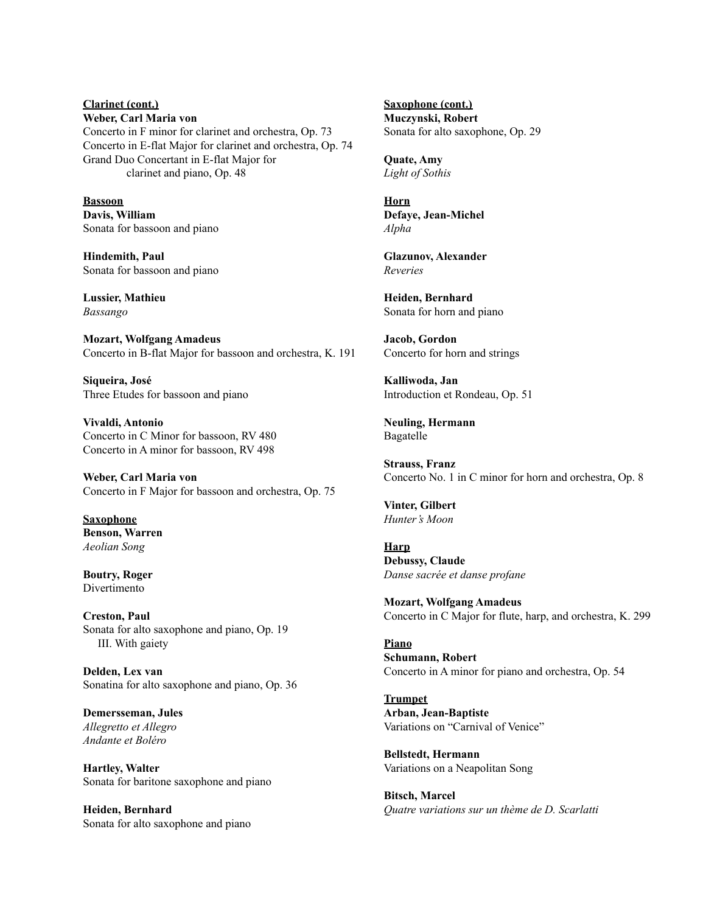**Clarinet (cont.)**

**Weber, Carl Maria von**
Concerto in F minor for clarinet and orchestra, Op. 73
Concerto in E-flat Major for clarinet and orchestra, Op. 74
Grand Duo Concertant in E-flat Major for clarinet and piano, Op. 48

**Bassoon**

**Davis, William**
Sonata for bassoon and piano

**Hindemith, Paul**
Sonata for bassoon and piano

**Lussier, Mathieu**
*Bassango*

**Mozart, Wolfgang Amadeus**
Concerto in B-flat Major for bassoon and orchestra, K. 191

**Siqueira, José**
Three Etudes for bassoon and piano

**Vivaldi, Antonio**
Concerto in C Minor for bassoon, RV 480
Concerto in A minor for bassoon, RV 498

**Weber, Carl Maria von**
Concerto in F Major for bassoon and orchestra, Op. 75

**Saxophone**

**Benson, Warren**
*Aeolian Song*

**Boutry, Roger**
Divertimento

**Creston, Paul**
Sonata for alto saxophone and piano, Op. 19
III. With gaiety

**Delden, Lex van**
Sonatina for alto saxophone and piano, Op. 36

**Demersseman, Jules**
*Allegretto et Allegro*
*Andante et Boléro*

**Hartley, Walter**
Sonata for baritone saxophone and piano

**Heiden, Bernhard**
Sonata for alto saxophone and piano

**Saxophone (cont.)**

**Muczynski, Robert**
Sonata for alto saxophone, Op. 29

**Quate, Amy**
*Light of Sothis*

**Horn**

**Defaye, Jean-Michel**
*Alpha*

**Glazunov, Alexander**
*Reveries*

**Heiden, Bernhard**
Sonata for horn and piano

**Jacob, Gordon**
Concerto for horn and strings

**Kalliwoda, Jan**
Introduction et Rondeau, Op. 51

**Neuling, Hermann**
Bagatelle

**Strauss, Franz**
Concerto No. 1 in C minor for horn and orchestra, Op. 8

**Vinter, Gilbert**
*Hunter's Moon*

**Harp**

**Debussy, Claude**
*Danse sacrée et danse profane*

**Mozart, Wolfgang Amadeus**
Concerto in C Major for flute, harp, and orchestra, K. 299

**Piano**

**Schumann, Robert**
Concerto in A minor for piano and orchestra, Op. 54

**Trumpet**

**Arban, Jean-Baptiste**
Variations on "Carnival of Venice"

**Bellstedt, Hermann**
Variations on a Neapolitan Song

**Bitsch, Marcel**
*Quatre variations sur un thème de D. Scarlatti*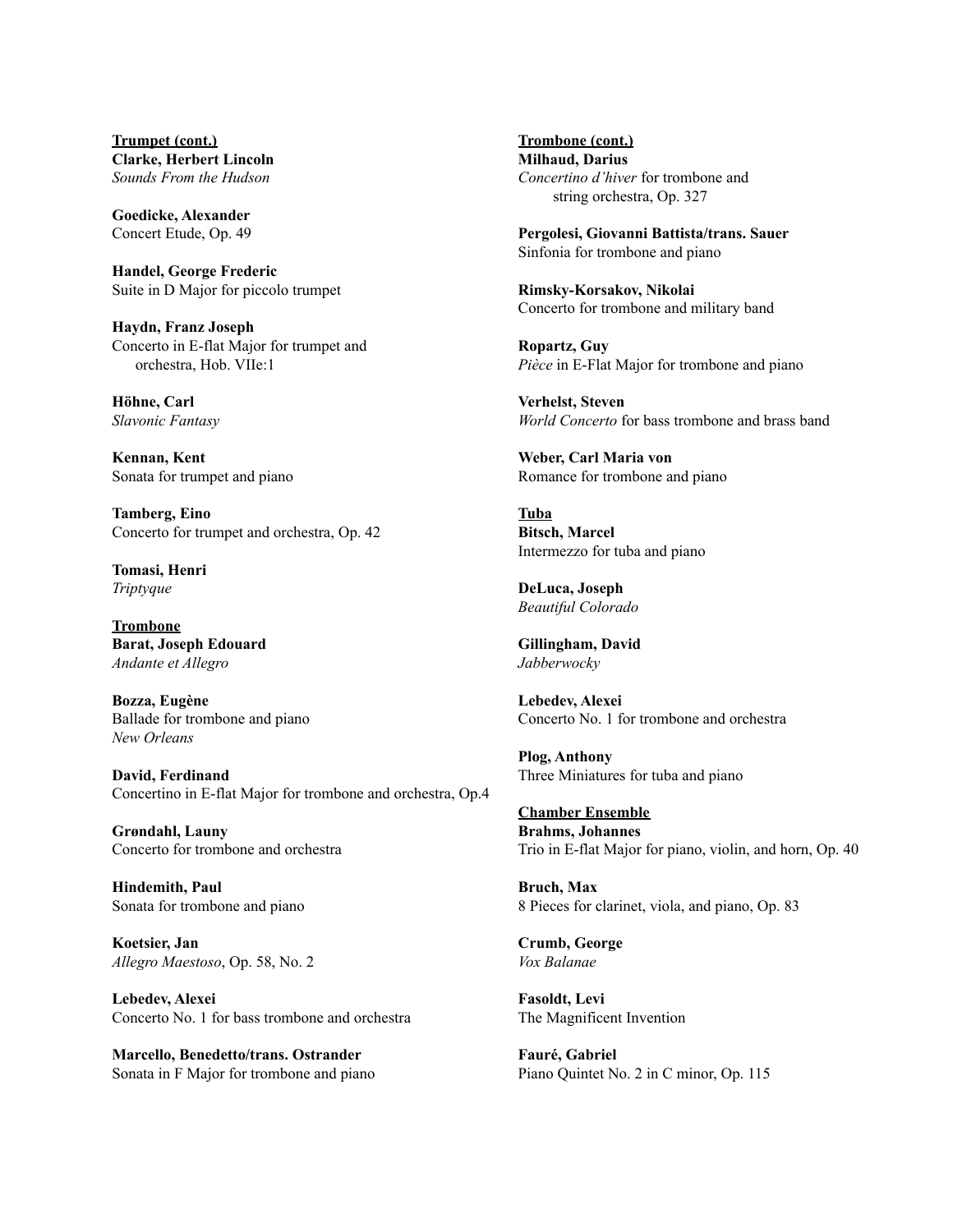**Trumpet (cont.)**

**Clarke, Herbert Lincoln**
*Sounds From the Hudson*

**Goedicke, Alexander**
Concert Etude, Op. 49

**Handel, George Frederic**
Suite in D Major for piccolo trumpet

**Haydn, Franz Joseph**
Concerto in E-flat Major for trumpet and orchestra, Hob. VIIe:1

**Höhne, Carl**
*Slavonic Fantasy*

**Kennan, Kent**
Sonata for trumpet and piano

**Tamberg, Eino**
Concerto for trumpet and orchestra, Op. 42

**Tomasi, Henri**
*Triptyque*

**Trombone**

**Barat, Joseph Edouard**
*Andante et Allegro*

**Bozza, Eugène**
Ballade for trombone and piano
*New Orleans*

**David, Ferdinand**
Concertino in E-flat Major for trombone and orchestra, Op.4

**Grøndahl, Launy**
Concerto for trombone and orchestra

**Hindemith, Paul**
Sonata for trombone and piano

**Koetsier, Jan**
*Allegro Maestoso*, Op. 58, No. 2

**Lebedev, Alexei**
Concerto No. 1 for bass trombone and orchestra

**Marcello, Benedetto/trans. Ostrander**
Sonata in F Major for trombone and piano

**Trombone (cont.)**

**Milhaud, Darius**
*Concertino d'hiver* for trombone and string orchestra, Op. 327

**Pergolesi, Giovanni Battista/trans. Sauer**
Sinfonia for trombone and piano

**Rimsky-Korsakov, Nikolai**
Concerto for trombone and military band

**Ropartz, Guy**
*Pièce* in E-Flat Major for trombone and piano

**Verhelst, Steven**
*World Concerto* for bass trombone and brass band

**Weber, Carl Maria von**
Romance for trombone and piano

**Tuba**

**Bitsch, Marcel**
Intermezzo for tuba and piano

**DeLuca, Joseph**
*Beautiful Colorado*

**Gillingham, David**
*Jabberwocky*

**Lebedev, Alexei**
Concerto No. 1 for trombone and orchestra

**Plog, Anthony**
Three Miniatures for tuba and piano

**Chamber Ensemble**

**Brahms, Johannes**
Trio in E-flat Major for piano, violin, and horn, Op. 40

**Bruch, Max**
8 Pieces for clarinet, viola, and piano, Op. 83

**Crumb, George**
*Vox Balanae*

**Fasoldt, Levi**
The Magnificent Invention

**Fauré, Gabriel**
Piano Quintet No. 2 in C minor, Op. 115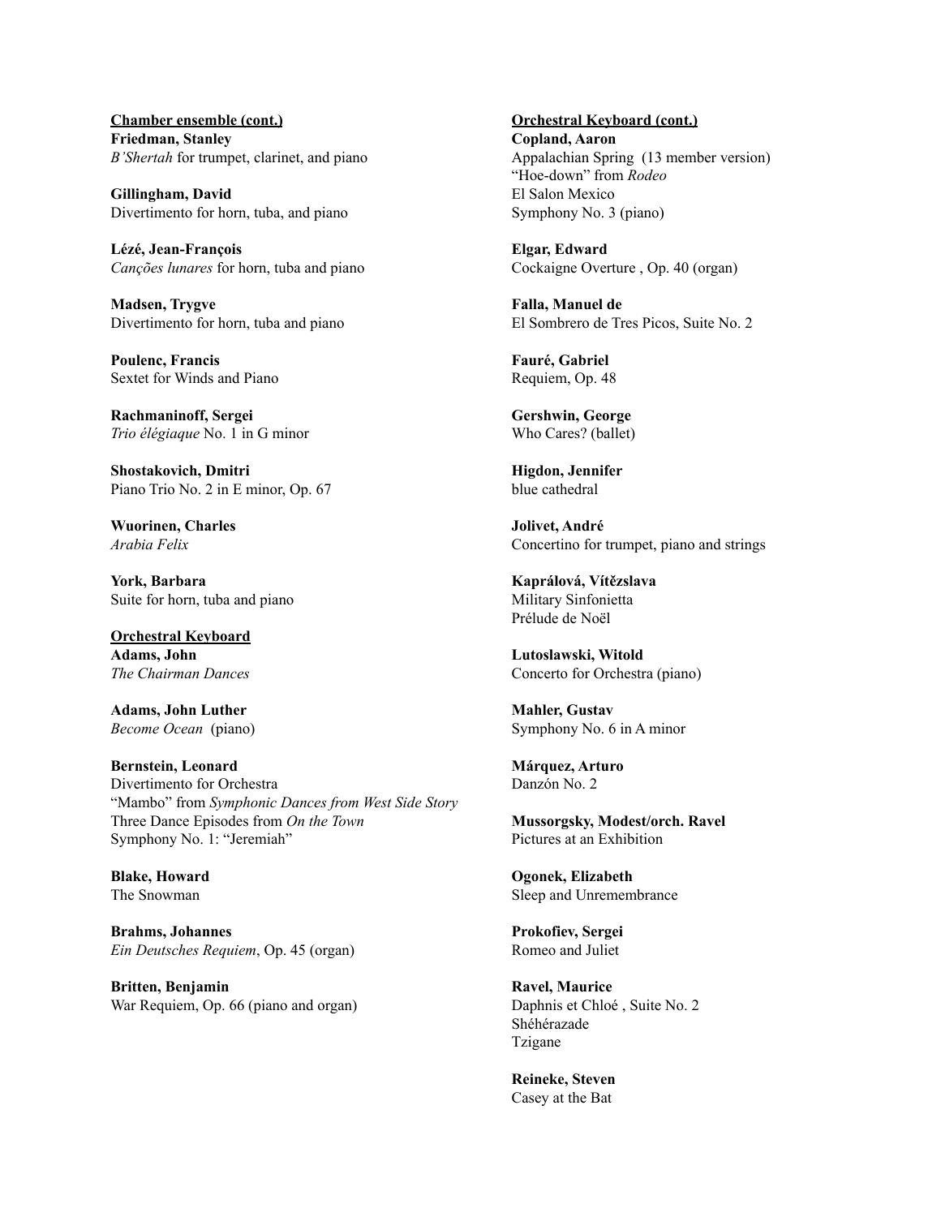<u>**Chamber ensemble (cont.)**</u>

**Friedman, Stanley**
*B'Shertah* for trumpet, clarinet, and piano

**Gillingham, David**
Divertimento for horn, tuba, and piano

**Lézé, Jean-François**
*Canções lunares* for horn, tuba and piano

**Madsen, Trygve**
Divertimento for horn, tuba and piano

**Poulenc, Francis**
Sextet for Winds and Piano

**Rachmaninoff, Sergei**
*Trio élégiaque* No. 1 in G minor

**Shostakovich, Dmitri**
Piano Trio No. 2 in E minor, Op. 67

**Wuorinen, Charles**
*Arabia Felix*

**York, Barbara**
Suite for horn, tuba and piano

<u>**Orchestral Keyboard**</u>

**Adams, John**
*The Chairman Dances*

**Adams, John Luther**
*Become Ocean* (piano)

**Bernstein, Leonard**
Divertimento for Orchestra
"Mambo" from *Symphonic Dances from West Side Story*
Three Dance Episodes from *On the Town*
Symphony No. 1: "Jeremiah"

**Blake, Howard**
The Snowman

**Brahms, Johannes**
*Ein Deutsches Requiem*, Op. 45 (organ)

**Britten, Benjamin**
War Requiem, Op. 66 (piano and organ)

<u>**Orchestral Keyboard (cont.)**</u>

**Copland, Aaron**
Appalachian Spring (13 member version)
"Hoe-down" from *Rodeo*
El Salon Mexico
Symphony No. 3 (piano)

**Elgar, Edward**
Cockaigne Overture , Op. 40 (organ)

**Falla, Manuel de**
El Sombrero de Tres Picos, Suite No. 2

**Fauré, Gabriel**
Requiem, Op. 48

**Gershwin, George**
Who Cares? (ballet)

**Higdon, Jennifer**
blue cathedral

**Jolivet, André**
Concertino for trumpet, piano and strings

**Kaprálová, Vítězslava**
Military Sinfonietta
Prélude de Noël

**Lutoslawski, Witold**
Concerto for Orchestra (piano)

**Mahler, Gustav**
Symphony No. 6 in A minor

**Márquez, Arturo**
Danzón No. 2

**Mussorgsky, Modest/orch. Ravel**
Pictures at an Exhibition

**Ogonek, Elizabeth**
Sleep and Unremembrance

**Prokofiev, Sergei**
Romeo and Juliet

**Ravel, Maurice**
Daphnis et Chloé , Suite No. 2
Shéhérazade
Tzigane

**Reineke, Steven**
Casey at the Bat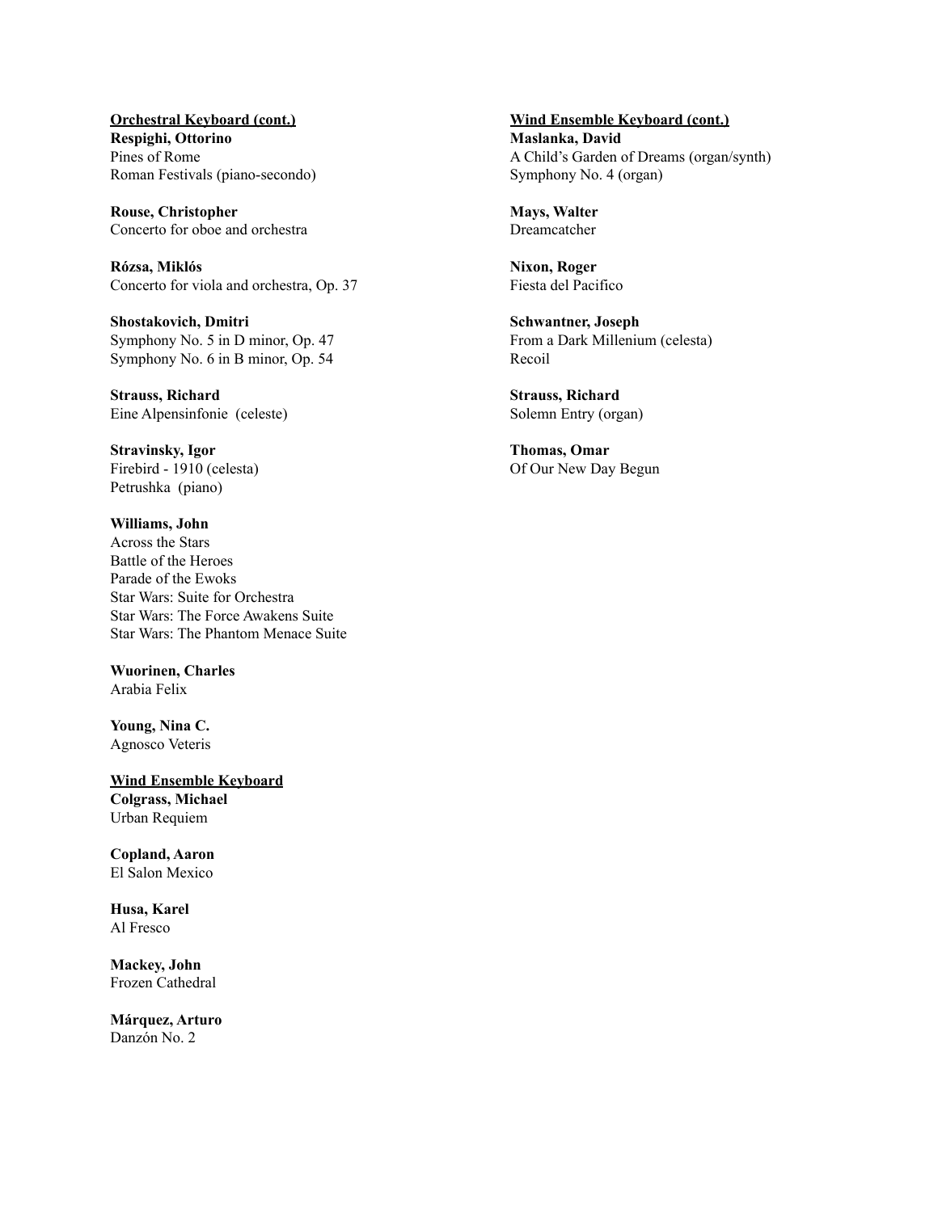**Orchestral Keyboard (cont.)**

**Respighi, Ottorino**
Pines of Rome
Roman Festivals (piano-secondo)

**Rouse, Christopher**
Concerto for oboe and orchestra

**Rózsa, Miklós**
Concerto for viola and orchestra, Op. 37

**Shostakovich, Dmitri**
Symphony No. 5 in D minor, Op. 47
Symphony No. 6 in B minor, Op. 54

**Strauss, Richard**
Eine Alpensinfonie (celeste)

**Stravinsky, Igor**
Firebird - 1910 (celesta)
Petrushka (piano)

**Williams, John**
Across the Stars
Battle of the Heroes
Parade of the Ewoks
Star Wars: Suite for Orchestra
Star Wars: The Force Awakens Suite
Star Wars: The Phantom Menace Suite

**Wuorinen, Charles**
Arabia Felix

**Young, Nina C.**
Agnosco Veteris

**Wind Ensemble Keyboard**

**Colgrass, Michael**
Urban Requiem

**Copland, Aaron**
El Salon Mexico

**Husa, Karel**
Al Fresco

**Mackey, John**
Frozen Cathedral

**Márquez, Arturo**
Danzón No. 2

**Wind Ensemble Keyboard (cont.)**

**Maslanka, David**
A Child's Garden of Dreams (organ/synth)
Symphony No. 4 (organ)

**Mays, Walter**
Dreamcatcher

**Nixon, Roger**
Fiesta del Pacifico

**Schwantner, Joseph**
From a Dark Millenium (celesta)
Recoil

**Strauss, Richard**
Solemn Entry (organ)

**Thomas, Omar**
Of Our New Day Begun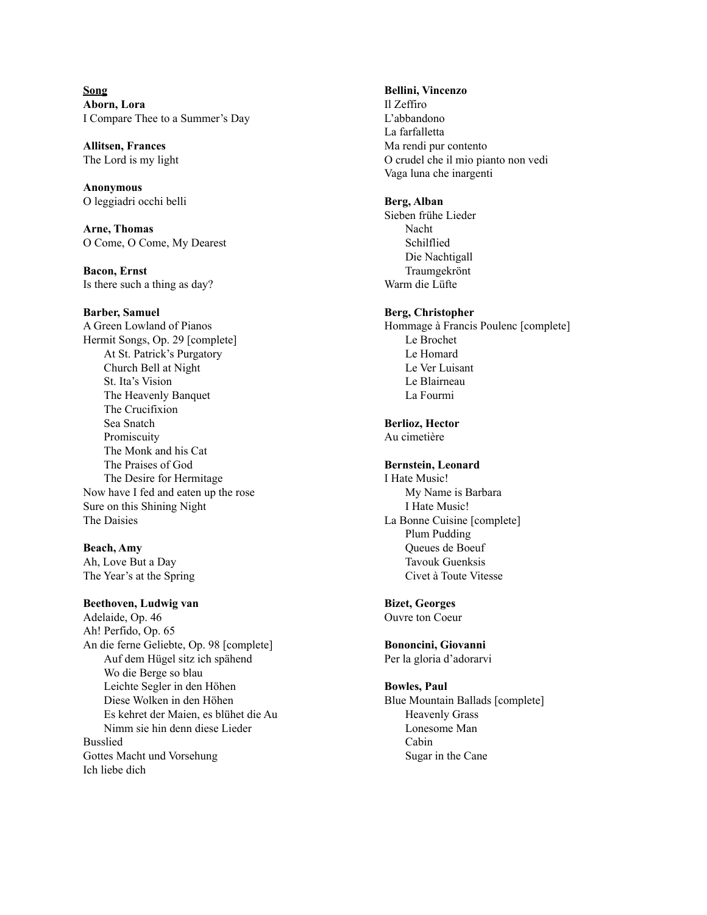<u>**Song**</u>

**Aborn, Lora**
I Compare Thee to a Summer's Day

**Allitsen, Frances**
The Lord is my light

**Anonymous**
O leggiadri occhi belli

**Arne, Thomas**
O Come, O Come, My Dearest

**Bacon, Ernst**
Is there such a thing as day?

**Barber, Samuel**
A Green Lowland of Pianos
Hermit Songs, Op. 29 [complete]
- At St. Patrick's Purgatory
- Church Bell at Night
- St. Ita's Vision
- The Heavenly Banquet
- The Crucifixion
- Sea Snatch
- Promiscuity
- The Monk and his Cat
- The Praises of God
- The Desire for Hermitage

Now have I fed and eaten up the rose
Sure on this Shining Night
The Daisies

**Beach, Amy**
Ah, Love But a Day
The Year's at the Spring

**Beethoven, Ludwig van**
Adelaide, Op. 46
Ah! Perfido, Op. 65
An die ferne Geliebte, Op. 98 [complete]
- Auf dem Hügel sitz ich spähend
- Wo die Berge so blau
- Leichte Segler in den Höhen
- Diese Wolken in den Höhen
- Es kehret der Maien, es blühet die Au
- Nimm sie hin denn diese Lieder

Busslied
Gottes Macht und Vorsehung
Ich liebe dich

**Bellini, Vincenzo**
Il Zeffiro
L'abbandono
La farfalletta
Ma rendi pur contento
O crudel che il mio pianto non vedi
Vaga luna che inargenti

**Berg, Alban**
Sieben frühe Lieder
- Nacht
- Schilflied
- Die Nachtigall
- Traumgekrönt

Warm die Lüfte

**Berg, Christopher**
Hommage à Francis Poulenc [complete]
- Le Brochet
- Le Homard
- Le Ver Luisant
- Le Blairneau
- La Fourmi

**Berlioz, Hector**
Au cimetière

**Bernstein, Leonard**
I Hate Music!
- My Name is Barbara
- I Hate Music!

La Bonne Cuisine [complete]
- Plum Pudding
- Queues de Boeuf
- Tavouk Guenksis
- Civet à Toute Vitesse

**Bizet, Georges**
Ouvre ton Coeur

**Bononcini, Giovanni**
Per la gloria d'adorarvi

**Bowles, Paul**
Blue Mountain Ballads [complete]
- Heavenly Grass
- Lonesome Man
- Cabin
- Sugar in the Cane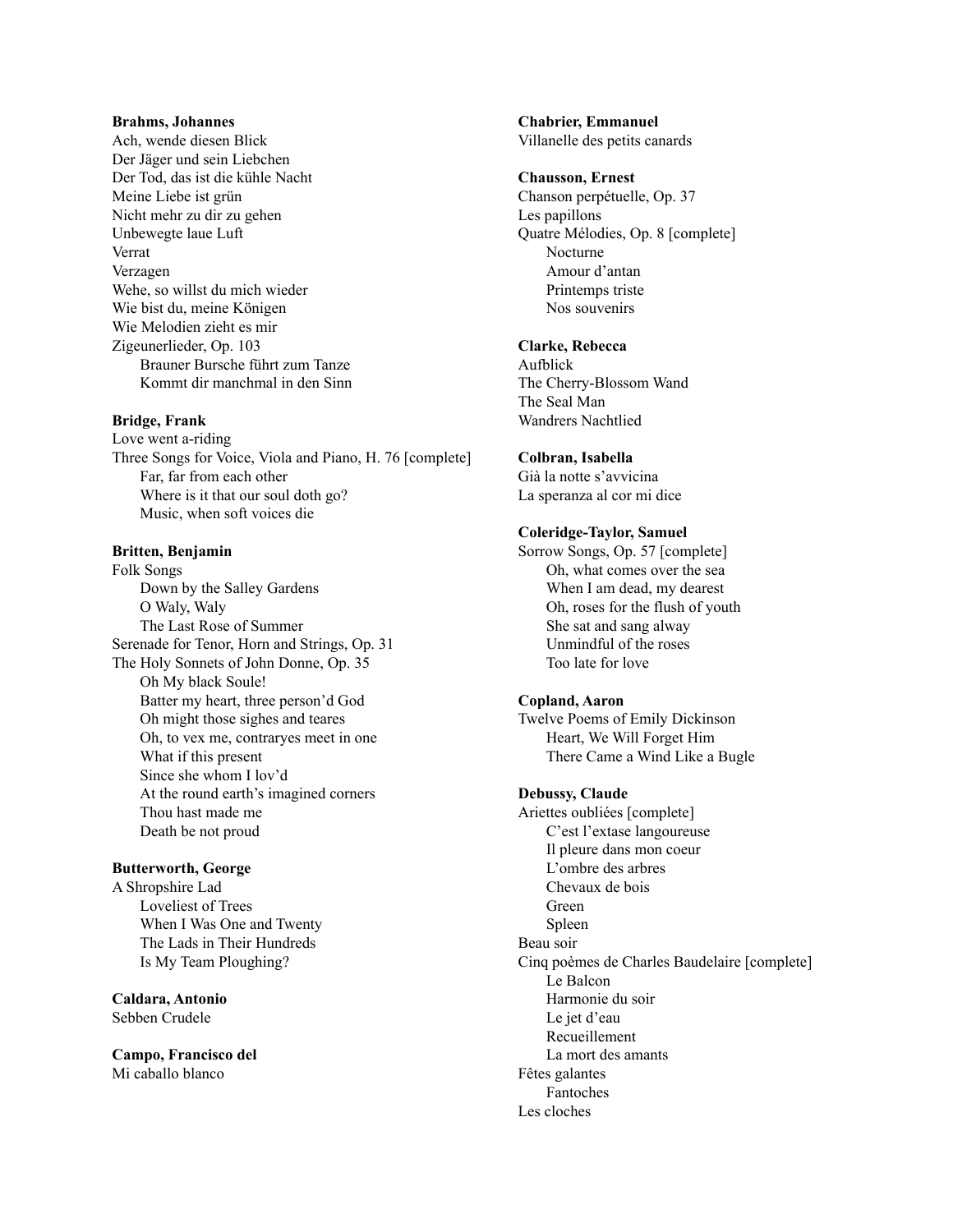**Brahms, Johannes**
Ach, wende diesen Blick
Der Jäger und sein Liebchen
Der Tod, das ist die kühle Nacht
Meine Liebe ist grün
Nicht mehr zu dir zu gehen
Unbewegte laue Luft
Verrat
Verzagen
Wehe, so willst du mich wieder
Wie bist du, meine Königen
Wie Melodien zieht es mir
Zigeunerlieder, Op. 103
- Brauner Bursche führt zum Tanze
- Kommt dir manchmal in den Sinn

**Bridge, Frank**
Love went a-riding
Three Songs for Voice, Viola and Piano, H. 76 [complete]
- Far, far from each other
- Where is it that our soul doth go?
- Music, when soft voices die

**Britten, Benjamin**
Folk Songs
- Down by the Salley Gardens
- O Waly, Waly
- The Last Rose of Summer

Serenade for Tenor, Horn and Strings, Op. 31
The Holy Sonnets of John Donne, Op. 35
- Oh My black Soule!
- Batter my heart, three person'd God
- Oh might those sighes and teares
- Oh, to vex me, contraryes meet in one
- What if this present
- Since she whom I lov'd
- At the round earth's imagined corners
- Thou hast made me
- Death be not proud

**Butterworth, George**
A Shropshire Lad
- Loveliest of Trees
- When I Was One and Twenty
- The Lads in Their Hundreds
- Is My Team Ploughing?

**Caldara, Antonio**
Sebben Crudele

**Campo, Francisco del**
Mi caballo blanco

**Chabrier, Emmanuel**
Villanelle des petits canards

**Chausson, Ernest**
Chanson perpétuelle, Op. 37
Les papillons
Quatre Mélodies, Op. 8 [complete]
- Nocturne
- Amour d'antan
- Printemps triste
- Nos souvenirs

**Clarke, Rebecca**
Aufblick
The Cherry-Blossom Wand
The Seal Man
Wandrers Nachtlied

**Colbran, Isabella**
Già la notte s'avvicina
La speranza al cor mi dice

**Coleridge-Taylor, Samuel**
Sorrow Songs, Op. 57 [complete]
- Oh, what comes over the sea
- When I am dead, my dearest
- Oh, roses for the flush of youth
- She sat and sang alway
- Unmindful of the roses
- Too late for love

**Copland, Aaron**
Twelve Poems of Emily Dickinson
- Heart, We Will Forget Him
- There Came a Wind Like a Bugle

**Debussy, Claude**
Ariettes oubliées [complete]
- C'est l'extase langoureuse
- Il pleure dans mon coeur
- L'ombre des arbres
- Chevaux de bois
- Green
- Spleen

Beau soir
Cinq poèmes de Charles Baudelaire [complete]
- Le Balcon
- Harmonie du soir
- Le jet d'eau
- Recueillement
- La mort des amants

Fêtes galantes
- Fantoches

Les cloches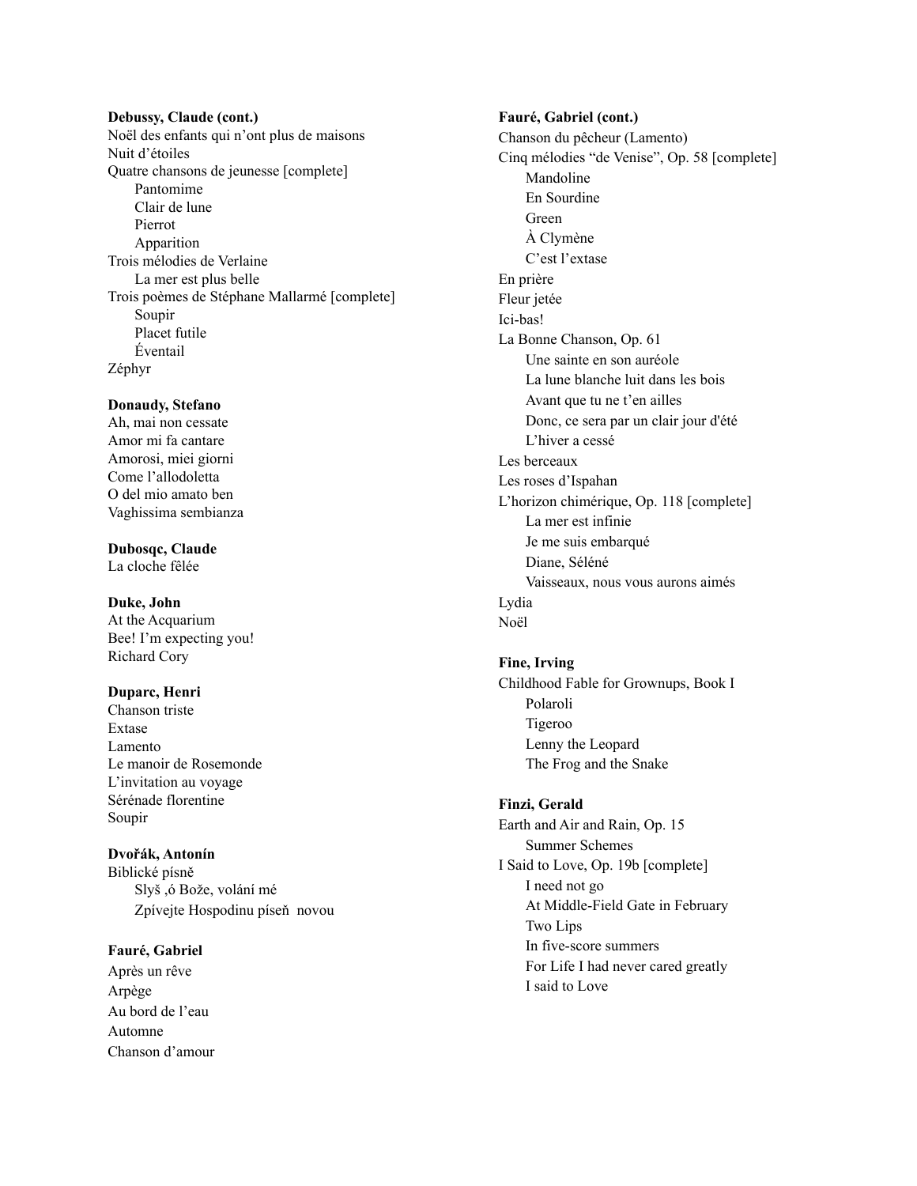**Debussy, Claude (cont.)**
Noël des enfants qui n'ont plus de maisons
Nuit d'étoiles
Quatre chansons de jeunesse [complete]
  Pantomime
  Clair de lune
  Pierrot
  Apparition
Trois mélodies de Verlaine
  La mer est plus belle
Trois poèmes de Stéphane Mallarmé [complete]
  Soupir
  Placet futile
  Éventail
Zéphyr

**Donaudy, Stefano**
Ah, mai non cessate
Amor mi fa cantare
Amorosi, miei giorni
Come l'allodoletta
O del mio amato ben
Vaghissima sembianza

**Dubosqc, Claude**
La cloche fêlée

**Duke, John**
At the Acquarium
Bee! I'm expecting you!
Richard Cory

**Duparc, Henri**
Chanson triste
Extase
Lamento
Le manoir de Rosemonde
L'invitation au voyage
Sérénade florentine
Soupir

**Dvořák, Antonín**
Biblické písně
  Slyš ,ó Bože, volání mé
  Zpívejte Hospodinu píseň novou

**Fauré, Gabriel**
Après un rêve
Arpège
Au bord de l'eau
Automne
Chanson d'amour

**Fauré, Gabriel (cont.)**
Chanson du pêcheur (Lamento)
Cinq mélodies "de Venise", Op. 58 [complete]
  Mandoline
  En Sourdine
  Green
  À Clymène
  C'est l'extase
En prière
Fleur jetée
Ici-bas!
La Bonne Chanson, Op. 61
  Une sainte en son auréole
  La lune blanche luit dans les bois
  Avant que tu ne t'en ailles
  Donc, ce sera par un clair jour d'été
  L'hiver a cessé
Les berceaux
Les roses d'Ispahan
L'horizon chimérique, Op. 118 [complete]
  La mer est infinie
  Je me suis embarqué
  Diane, Séléné
  Vaisseaux, nous vous aurons aimés
Lydia
Noël

**Fine, Irving**
Childhood Fable for Grownups, Book I
  Polaroli
  Tigeroo
  Lenny the Leopard
  The Frog and the Snake

**Finzi, Gerald**
Earth and Air and Rain, Op. 15
  Summer Schemes
I Said to Love, Op. 19b [complete]
  I need not go
  At Middle-Field Gate in February
  Two Lips
  In five-score summers
  For Life I had never cared greatly
  I said to Love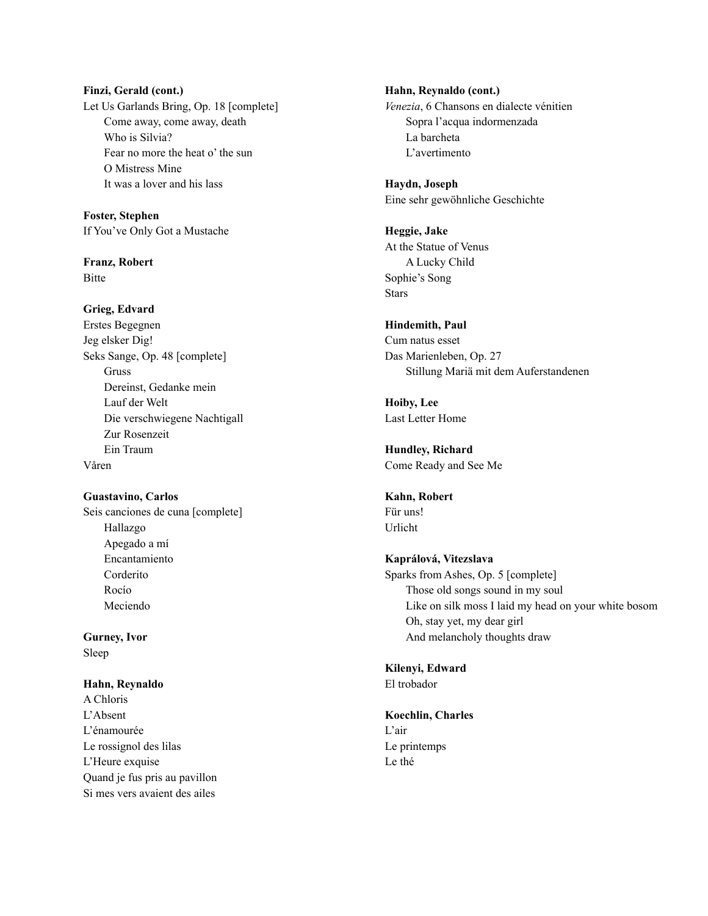**Finzi, Gerald (cont.)**
Let Us Garlands Bring, Op. 18 [complete]
- Come away, come away, death
- Who is Silvia?
- Fear no more the heat o' the sun
- O Mistress Mine
- It was a lover and his lass

**Foster, Stephen**
If You've Only Got a Mustache

**Franz, Robert**
Bitte

**Grieg, Edvard**
Erstes Begegnen
Jeg elsker Dig!
Seks Sange, Op. 48 [complete]
- Gruss
- Dereinst, Gedanke mein
- Lauf der Welt
- Die verschwiegene Nachtigall
- Zur Rosenzeit
- Ein Traum

Våren

**Guastavino, Carlos**
Seis canciones de cuna [complete]
- Hallazgo
- Apegado a mí
- Encantamiento
- Corderito
- Rocío
- Meciendo

**Gurney, Ivor**
Sleep

**Hahn, Reynaldo**
A Chloris
L'Absent
L'énamourée
Le rossignol des lilas
L'Heure exquise
Quand je fus pris au pavillon
Si mes vers avaient des ailes

**Hahn, Reynaldo (cont.)**
*Venezia*, 6 Chansons en dialecte vénitien
- Sopra l'acqua indormenzada
- La barcheta
- L'avertimento

**Haydn, Joseph**
Eine sehr gewöhnliche Geschichte

**Heggie, Jake**
At the Statue of Venus
- A Lucky Child

Sophie's Song
Stars

**Hindemith, Paul**
Cum natus esset
Das Marienleben, Op. 27
- Stillung Mariä mit dem Auferstandenen

**Hoiby, Lee**
Last Letter Home

**Hundley, Richard**
Come Ready and See Me

**Kahn, Robert**
Für uns!
Urlicht

**Kaprálová, Vitezslava**
Sparks from Ashes, Op. 5 [complete]
- Those old songs sound in my soul
- Like on silk moss I laid my head on your white bosom
- Oh, stay yet, my dear girl
- And melancholy thoughts draw

**Kilenyi, Edward**
El trobador

**Koechlin, Charles**
L'air
Le printemps
Le thé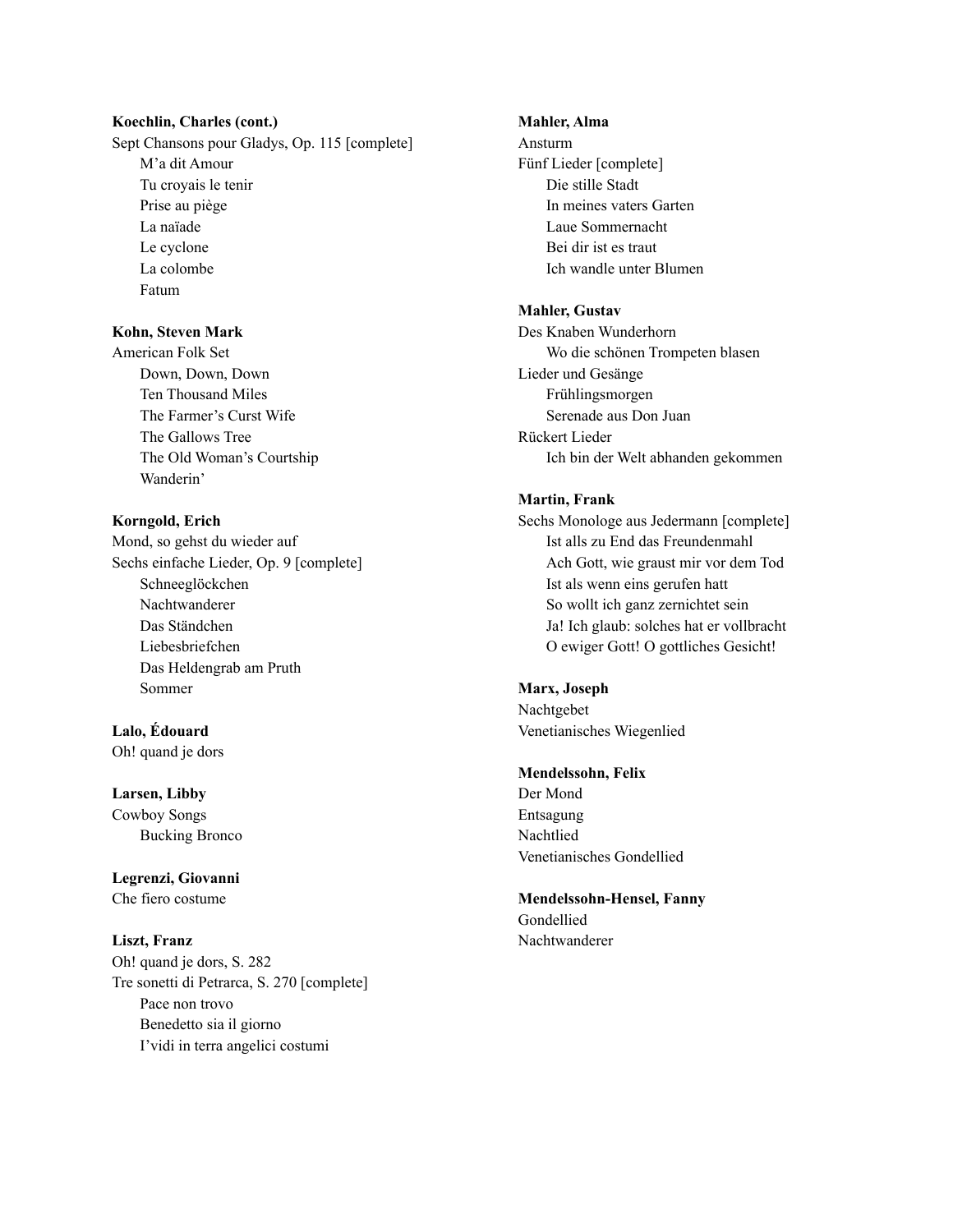**Koechlin, Charles (cont.)**
Sept Chansons pour Gladys, Op. 115 [complete]
- M'a dit Amour
- Tu croyais le tenir
- Prise au piège
- La naïade
- Le cyclone
- La colombe
- Fatum

**Kohn, Steven Mark**
American Folk Set
- Down, Down, Down
- Ten Thousand Miles
- The Farmer's Curst Wife
- The Gallows Tree
- The Old Woman's Courtship
- Wanderin'

**Korngold, Erich**
Mond, so gehst du wieder auf
Sechs einfache Lieder, Op. 9 [complete]
- Schneeglöckchen
- Nachtwanderer
- Das Ständchen
- Liebesbriefchen
- Das Heldengrab am Pruth
- Sommer

**Lalo, Édouard**
Oh! quand je dors

**Larsen, Libby**
Cowboy Songs
- Bucking Bronco

**Legrenzi, Giovanni**
Che fiero costume

**Liszt, Franz**
Oh! quand je dors, S. 282
Tre sonetti di Petrarca, S. 270 [complete]
- Pace non trovo
- Benedetto sia il giorno
- I'vidi in terra angelici costumi

**Mahler, Alma**
Ansturm
Fünf Lieder [complete]
- Die stille Stadt
- In meines vaters Garten
- Laue Sommernacht
- Bei dir ist es traut
- Ich wandle unter Blumen

**Mahler, Gustav**
Des Knaben Wunderhorn
- Wo die schönen Trompeten blasen

Lieder und Gesänge
- Frühlingsmorgen
- Serenade aus Don Juan

Rückert Lieder
- Ich bin der Welt abhanden gekommen

**Martin, Frank**
Sechs Monologe aus Jedermann [complete]
- Ist alls zu End das Freundenmahl
- Ach Gott, wie graust mir vor dem Tod
- Ist als wenn eins gerufen hatt
- So wollt ich ganz zernichtet sein
- Ja! Ich glaub: solches hat er vollbracht
- O ewiger Gott! O gottliches Gesicht!

**Marx, Joseph**
Nachtgebet
Venetianisches Wiegenlied

**Mendelssohn, Felix**
Der Mond
Entsagung
Nachtlied
Venetianisches Gondellied

**Mendelssohn-Hensel, Fanny**
Gondellied
Nachtwanderer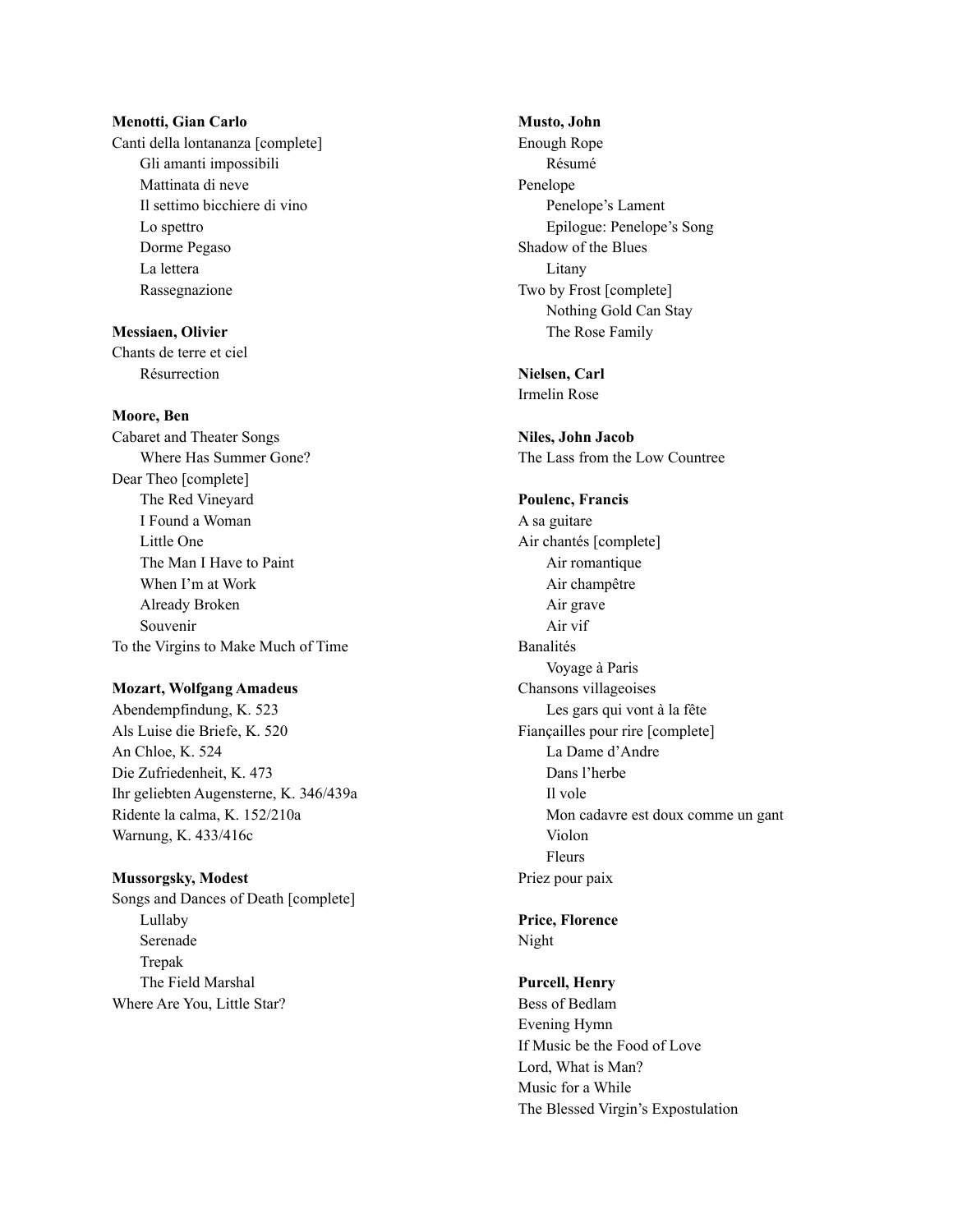**Menotti, Gian Carlo**

Canti della lontananza [complete]

- Gli amanti impossibili
- Mattinata di neve
- Il settimo bicchiere di vino
- Lo spettro
- Dorme Pegaso
- La lettera
- Rassegnazione

**Messiaen, Olivier**

Chants de terre et ciel

- Résurrection

**Moore, Ben**

Cabaret and Theater Songs

- Where Has Summer Gone?

Dear Theo [complete]

- The Red Vineyard
- I Found a Woman
- Little One
- The Man I Have to Paint
- When I'm at Work
- Already Broken
- Souvenir

To the Virgins to Make Much of Time

**Mozart, Wolfgang Amadeus**

Abendempfindung, K. 523
Als Luise die Briefe, K. 520
An Chloe, K. 524
Die Zufriedenheit, K. 473
Ihr geliebten Augensterne, K. 346/439a
Ridente la calma, K. 152/210a
Warnung, K. 433/416c

**Mussorgsky, Modest**

Songs and Dances of Death [complete]

- Lullaby
- Serenade
- Trepak
- The Field Marshal

Where Are You, Little Star?

**Musto, John**

Enough Rope

- Résumé

Penelope

- Penelope's Lament
- Epilogue: Penelope's Song

Shadow of the Blues

- Litany

Two by Frost [complete]

- Nothing Gold Can Stay
- The Rose Family

**Nielsen, Carl**

Irmelin Rose

**Niles, John Jacob**

The Lass from the Low Countree

**Poulenc, Francis**

A sa guitare

Air chantés [complete]

- Air romantique
- Air champêtre
- Air grave
- Air vif

Banalités

- Voyage à Paris

Chansons villageoises

- Les gars qui vont à la fête

Fiançailles pour rire [complete]

- La Dame d'Andre
- Dans l'herbe
- Il vole
- Mon cadavre est doux comme un gant
- Violon
- Fleurs

Priez pour paix

**Price, Florence**

Night

**Purcell, Henry**

Bess of Bedlam
Evening Hymn
If Music be the Food of Love
Lord, What is Man?
Music for a While
The Blessed Virgin's Expostulation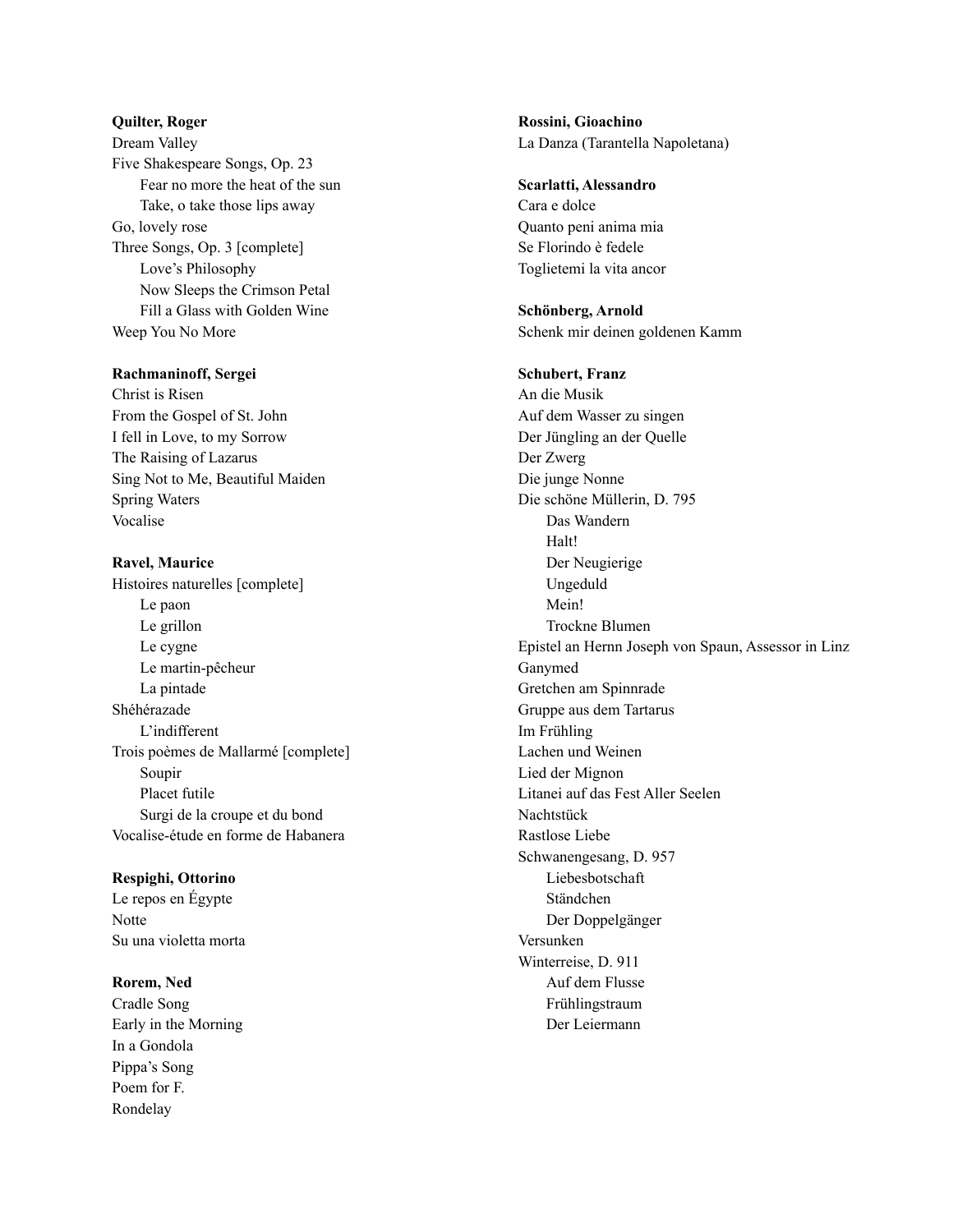**Quilter, Roger**
Dream Valley
Five Shakespeare Songs, Op. 23
- Fear no more the heat of the sun
- Take, o take those lips away

Go, lovely rose
Three Songs, Op. 3 [complete]
- Love's Philosophy
- Now Sleeps the Crimson Petal
- Fill a Glass with Golden Wine

Weep You No More

**Rachmaninoff, Sergei**
Christ is Risen
From the Gospel of St. John
I fell in Love, to my Sorrow
The Raising of Lazarus
Sing Not to Me, Beautiful Maiden
Spring Waters
Vocalise

**Ravel, Maurice**
Histoires naturelles [complete]
- Le paon
- Le grillon
- Le cygne
- Le martin-pêcheur
- La pintade

Shéhérazade
- L'indifferent

Trois poèmes de Mallarmé [complete]
- Soupir
- Placet futile
- Surgi de la croupe et du bond

Vocalise-étude en forme de Habanera

**Respighi, Ottorino**
Le repos en Égypte
Notte
Su una violetta morta

**Rorem, Ned**
Cradle Song
Early in the Morning
In a Gondola
Pippa's Song
Poem for F.
Rondelay

**Rossini, Gioachino**
La Danza (Tarantella Napoletana)

**Scarlatti, Alessandro**
Cara e dolce
Quanto peni anima mia
Se Florindo è fedele
Toglietemi la vita ancor

**Schönberg, Arnold**
Schenk mir deinen goldenen Kamm

**Schubert, Franz**
An die Musik
Auf dem Wasser zu singen
Der Jüngling an der Quelle
Der Zwerg
Die junge Nonne
Die schöne Müllerin, D. 795
- Das Wandern
- Halt!
- Der Neugierige
- Ungeduld
- Mein!
- Trockne Blumen

Epistel an Hernn Joseph von Spaun, Assessor in Linz
Ganymed
Gretchen am Spinnrade
Gruppe aus dem Tartarus
Im Frühling
Lachen und Weinen
Lied der Mignon
Litanei auf das Fest Aller Seelen
Nachtstück
Rastlose Liebe
Schwanengesang, D. 957
- Liebesbotschaft
- Ständchen
- Der Doppelgänger

Versunken
Winterreise, D. 911
- Auf dem Flusse
- Frühlingstraum
- Der Leiermann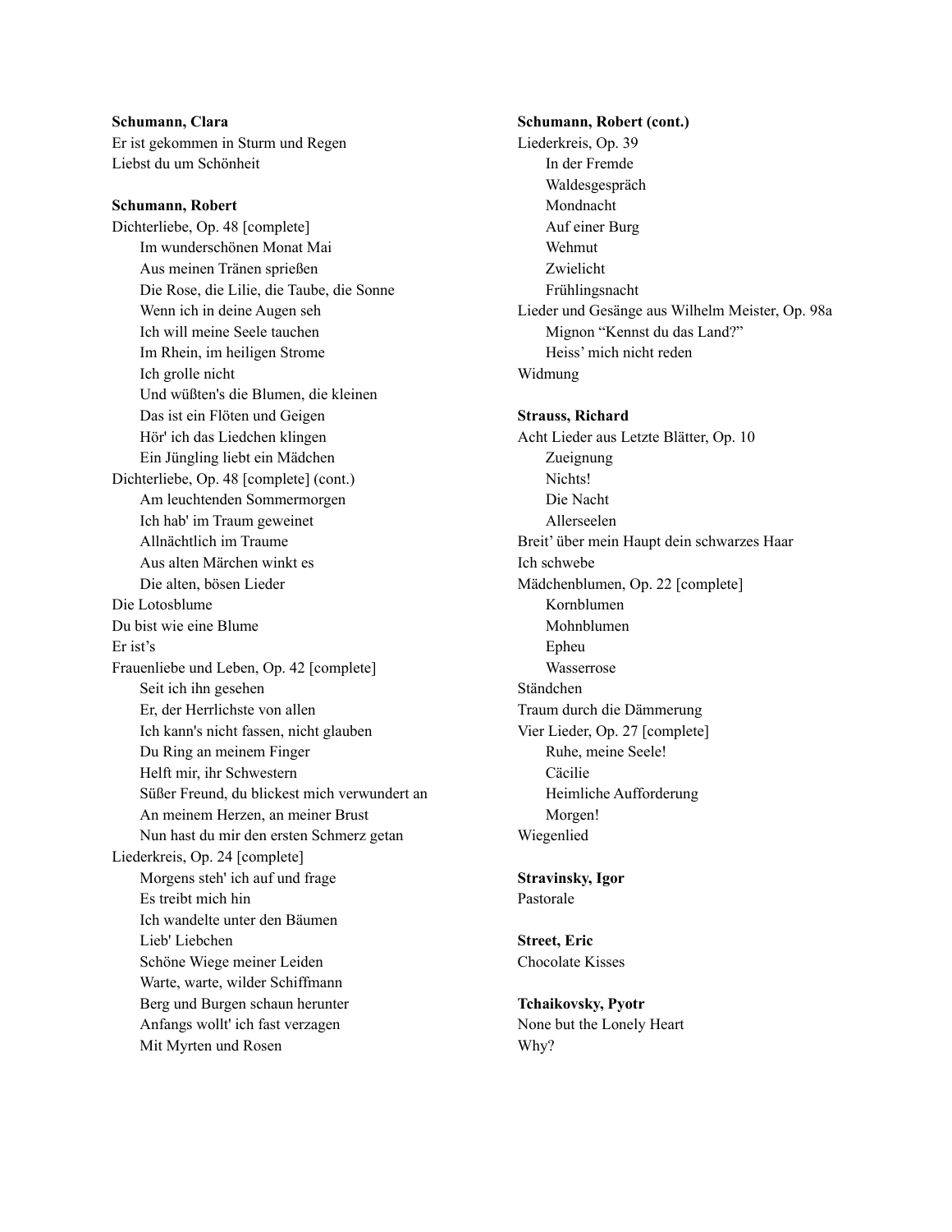**Schumann, Clara**
Er ist gekommen in Sturm und Regen
Liebst du um Schönheit

**Schumann, Robert**
Dichterliebe, Op. 48 [complete]
- Im wunderschönen Monat Mai
- Aus meinen Tränen sprießen
- Die Rose, die Lilie, die Taube, die Sonne
- Wenn ich in deine Augen seh
- Ich will meine Seele tauchen
- Im Rhein, im heiligen Strome
- Ich grolle nicht
- Und wüßten's die Blumen, die kleinen
- Das ist ein Flöten und Geigen
- Hör' ich das Liedchen klingen
- Ein Jüngling liebt ein Mädchen

Dichterliebe, Op. 48 [complete] (cont.)
- Am leuchtenden Sommermorgen
- Ich hab' im Traum geweinet
- Allnächtlich im Traume
- Aus alten Märchen winkt es
- Die alten, bösen Lieder

Die Lotosblume
Du bist wie eine Blume
Er ist's
Frauenliebe und Leben, Op. 42 [complete]
- Seit ich ihn gesehen
- Er, der Herrlichste von allen
- Ich kann's nicht fassen, nicht glauben
- Du Ring an meinem Finger
- Helft mir, ihr Schwestern
- Süßer Freund, du blickest mich verwundert an
- An meinem Herzen, an meiner Brust
- Nun hast du mir den ersten Schmerz getan

Liederkreis, Op. 24 [complete]
- Morgens steh' ich auf und frage
- Es treibt mich hin
- Ich wandelte unter den Bäumen
- Lieb' Liebchen
- Schöne Wiege meiner Leiden
- Warte, warte, wilder Schiffmann
- Berg und Burgen schaun herunter
- Anfangs wollt' ich fast verzagen
- Mit Myrten und Rosen

**Schumann, Robert (cont.)**
Liederkreis, Op. 39
- In der Fremde
- Waldesgespräch
- Mondnacht
- Auf einer Burg
- Wehmut
- Zwielicht
- Frühlingsnacht

Lieder und Gesänge aus Wilhelm Meister, Op. 98a
- Mignon "Kennst du das Land?"
- Heiss' mich nicht reden

Widmung

**Strauss, Richard**
Acht Lieder aus Letzte Blätter, Op. 10
- Zueignung
- Nichts!
- Die Nacht
- Allerseelen

Breit' über mein Haupt dein schwarzes Haar
Ich schwebe
Mädchenblumen, Op. 22 [complete]
- Kornblumen
- Mohnblumen
- Epheu
- Wasserrose

Ständchen
Traum durch die Dämmerung
Vier Lieder, Op. 27 [complete]
- Ruhe, meine Seele!
- Cäcilie
- Heimliche Aufforderung
- Morgen!

Wiegenlied

**Stravinsky, Igor**
Pastorale

**Street, Eric**
Chocolate Kisses

**Tchaikovsky, Pyotr**
None but the Lonely Heart
Why?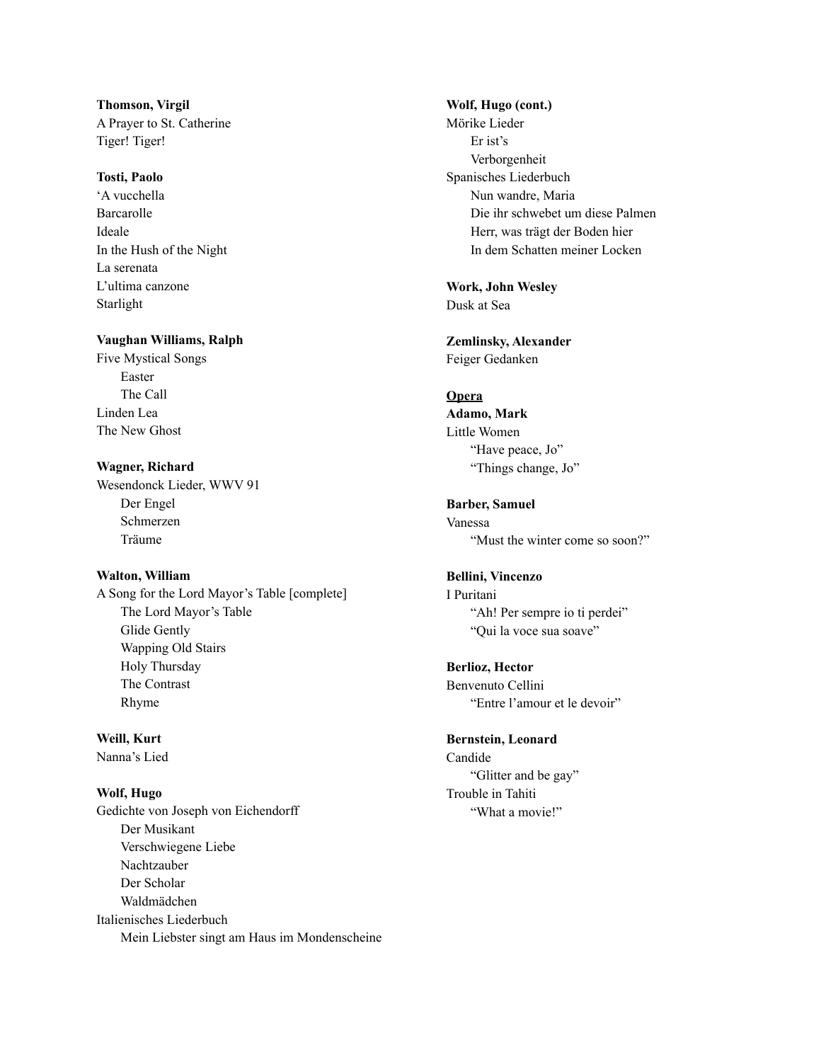**Thomson, Virgil**
A Prayer to St. Catherine
Tiger! Tiger!

**Tosti, Paolo**
'A vucchella
Barcarolle
Ideale
In the Hush of the Night
La serenata
L'ultima canzone
Starlight

**Vaughan Williams, Ralph**
Five Mystical Songs
- Easter
- The Call

Linden Lea
The New Ghost

**Wagner, Richard**
Wesendonck Lieder, WWV 91
- Der Engel
- Schmerzen
- Träume

**Walton, William**
A Song for the Lord Mayor's Table [complete]
- The Lord Mayor's Table
- Glide Gently
- Wapping Old Stairs
- Holy Thursday
- The Contrast
- Rhyme

**Weill, Kurt**
Nanna's Lied

**Wolf, Hugo**
Gedichte von Joseph von Eichendorff
- Der Musikant
- Verschwiegene Liebe
- Nachtzauber
- Der Scholar
- Waldmädchen

Italienisches Liederbuch
- Mein Liebster singt am Haus im Mondenscheine

**Wolf, Hugo (cont.)**
Mörike Lieder
- Er ist's
- Verborgenheit

Spanisches Liederbuch
- Nun wandre, Maria
- Die ihr schwebet um diese Palmen
- Herr, was trägt der Boden hier
- In dem Schatten meiner Locken

**Work, John Wesley**
Dusk at Sea

**Zemlinsky, Alexander**
Feiger Gedanken

## Opera

**Adamo, Mark**
Little Women
- "Have peace, Jo"
- "Things change, Jo"

**Barber, Samuel**
Vanessa
- "Must the winter come so soon?"

**Bellini, Vincenzo**
I Puritani
- "Ah! Per sempre io ti perdei"
- "Qui la voce sua soave"

**Berlioz, Hector**
Benvenuto Cellini
- "Entre l'amour et le devoir"

**Bernstein, Leonard**
Candide
- "Glitter and be gay"

Trouble in Tahiti
- "What a movie!"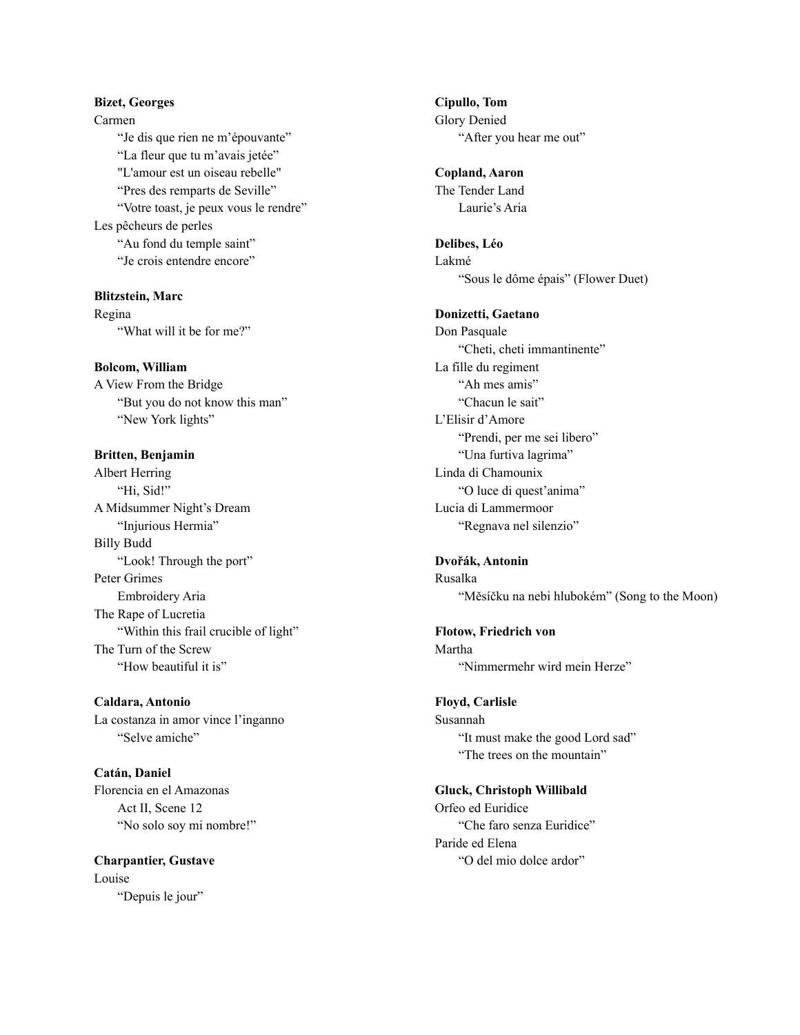**Bizet, Georges**
Carmen
- “Je dis que rien ne m’épouvante”
- “La fleur que tu m’avais jetée”
- "L'amour est un oiseau rebelle"
- “Pres des remparts de Seville”
- “Votre toast, je peux vous le rendre”

Les pêcheurs de perles
- “Au fond du temple saint”
- “Je crois entendre encore”

**Blitzstein, Marc**
Regina
- “What will it be for me?”

**Bolcom, William**
A View From the Bridge
- “But you do not know this man”
- “New York lights”

**Britten, Benjamin**
Albert Herring
- “Hi, Sid!”

A Midsummer Night’s Dream
- “Injurious Hermia”

Billy Budd
- “Look! Through the port”

Peter Grimes
- Embroidery Aria

The Rape of Lucretia
- “Within this frail crucible of light”

The Turn of the Screw
- “How beautiful it is”

**Caldara, Antonio**
La costanza in amor vince l’inganno
- “Selve amiche”

**Catán, Daniel**
Florencia en el Amazonas
- Act II, Scene 12
- “No solo soy mi nombre!”

**Charpantier, Gustave**
Louise
- “Depuis le jour”

**Cipullo, Tom**
Glory Denied
- “After you hear me out”

**Copland, Aaron**
The Tender Land
- Laurie’s Aria

**Delibes, Léo**
Lakmé
- “Sous le dôme épais” (Flower Duet)

**Donizetti, Gaetano**
Don Pasquale
- “Cheti, cheti immantinente”

La fille du regiment
- “Ah mes amis”
- “Chacun le sait”

L’Elisir d’Amore
- “Prendi, per me sei libero”
- “Una furtiva lagrima”

Linda di Chamounix
- “O luce di quest’anima”

Lucia di Lammermoor
- “Regnava nel silenzio”

**Dvořák, Antonin**
Rusalka
- “Měsíčku na nebi hlubokém” (Song to the Moon)

**Flotow, Friedrich von**
Martha
- “Nimmermehr wird mein Herze”

**Floyd, Carlisle**
Susannah
- “It must make the good Lord sad”
- “The trees on the mountain”

**Gluck, Christoph Willibald**
Orfeo ed Euridice
- “Che faro senza Euridice”

Paride ed Elena
- “O del mio dolce ardor”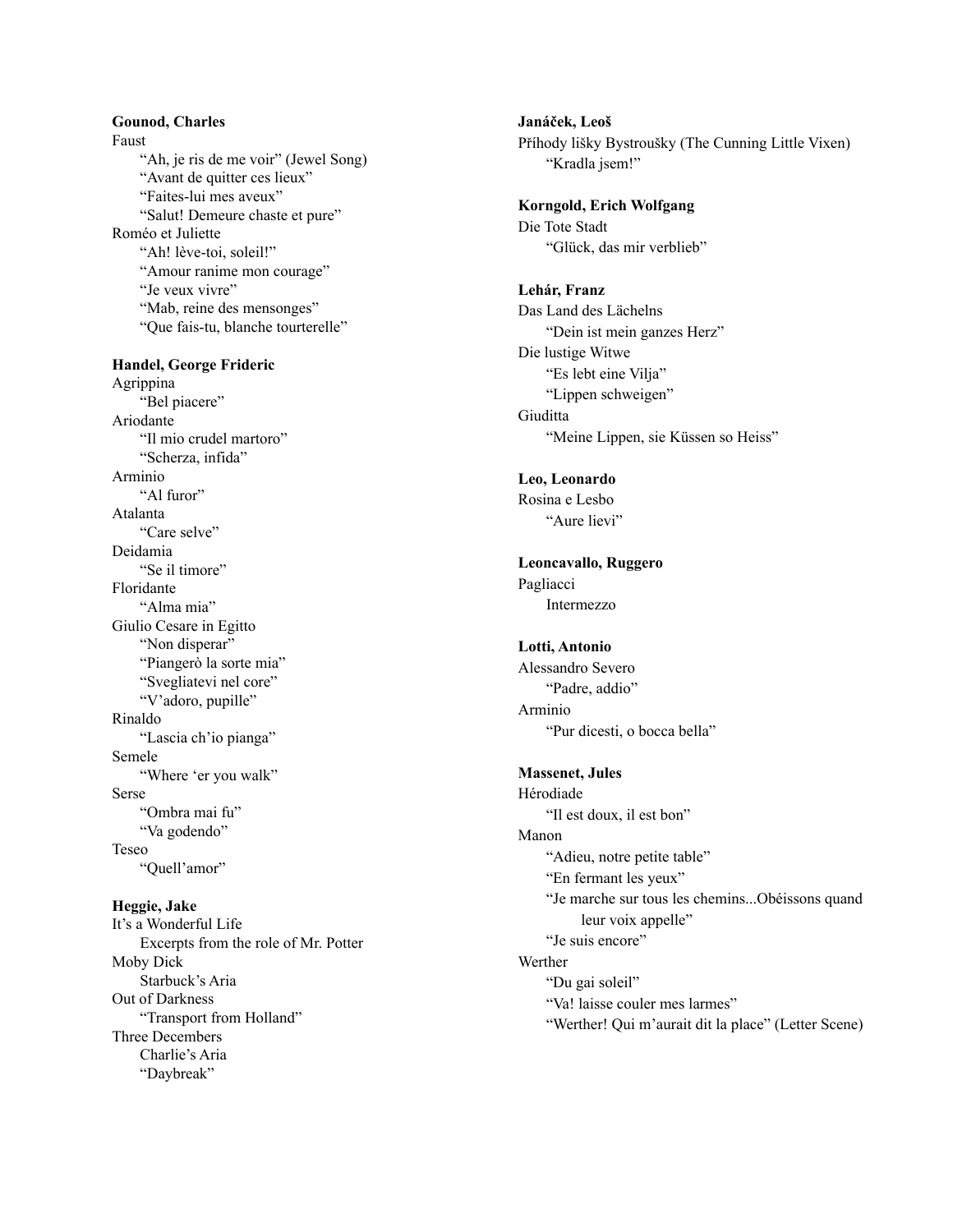**Gounod, Charles**

Faust
- "Ah, je ris de me voir" (Jewel Song)
- "Avant de quitter ces lieux"
- "Faites-lui mes aveux"
- "Salut! Demeure chaste et pure"

Roméo et Juliette
- "Ah! lève-toi, soleil!"
- "Amour ranime mon courage"
- "Je veux vivre"
- "Mab, reine des mensonges"
- "Que fais-tu, blanche tourterelle"

**Handel, George Frideric**

Agrippina
- "Bel piacere"

Ariodante
- "Il mio crudel martoro"
- "Scherza, infida"

Arminio
- "Al furor"

Atalanta
- "Care selve"

Deidamia
- "Se il timore"

Floridante
- "Alma mia"

Giulio Cesare in Egitto
- "Non disperar"
- "Piangerò la sorte mia"
- "Svegliatevi nel core"
- "V'adoro, pupille"

Rinaldo
- "Lascia ch'io pianga"

Semele
- "Where 'er you walk"

Serse
- "Ombra mai fu"
- "Va godendo"

Teseo
- "Quell'amor"

**Heggie, Jake**

It's a Wonderful Life
- Excerpts from the role of Mr. Potter

Moby Dick
- Starbuck's Aria

Out of Darkness
- "Transport from Holland"

Three Decembers
- Charlie's Aria
- "Daybreak"

**Janáček, Leoš**

Příhody lišky Bystroušky (The Cunning Little Vixen)
- "Kradla jsem!"

**Korngold, Erich Wolfgang**

Die Tote Stadt
- "Glück, das mir verblieb"

**Lehár, Franz**

Das Land des Lächelns
- "Dein ist mein ganzes Herz"

Die lustige Witwe
- "Es lebt eine Vilja"
- "Lippen schweigen"

Giuditta
- "Meine Lippen, sie Küssen so Heiss"

**Leo, Leonardo**

Rosina e Lesbo
- "Aure lievi"

**Leoncavallo, Ruggero**

Pagliacci
- Intermezzo

**Lotti, Antonio**

Alessandro Severo
- "Padre, addio"

Arminio
- "Pur dicesti, o bocca bella"

**Massenet, Jules**

Hérodiade
- "Il est doux, il est bon"

Manon
- "Adieu, notre petite table"
- "En fermant les yeux"
- "Je marche sur tous les chemins...Obéissons quand leur voix appelle"
- "Je suis encore"

Werther
- "Du gai soleil"
- "Va! laisse couler mes larmes"
- "Werther! Qui m'aurait dit la place" (Letter Scene)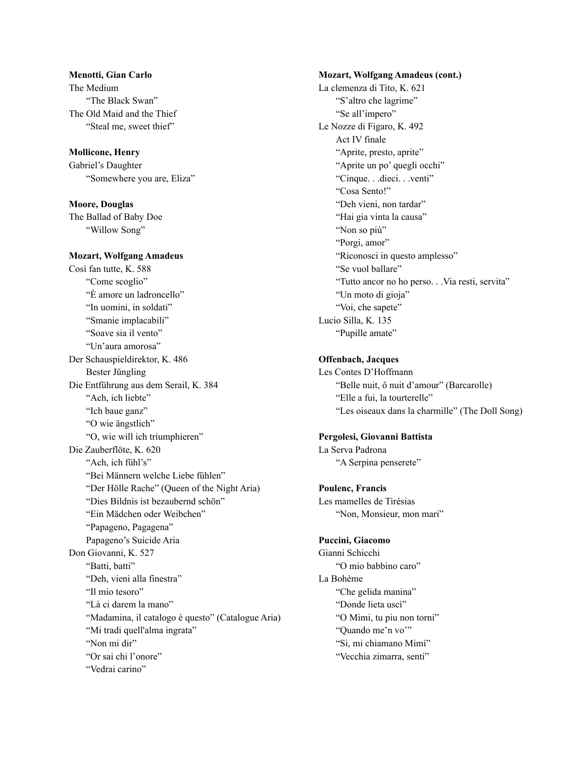**Menotti, Gian Carlo**
The Medium
- "The Black Swan"

The Old Maid and the Thief
- "Steal me, sweet thief"

**Mollicone, Henry**
Gabriel's Daughter
- "Somewhere you are, Eliza"

**Moore, Douglas**
The Ballad of Baby Doe
- "Willow Song"

**Mozart, Wolfgang Amadeus**
Così fan tutte, K. 588
- "Come scoglio"
- "È amore un ladroncello"
- "In uomini, in soldati"
- "Smanie implacabili"
- "Soave sia il vento"
- "Un'aura amorosa"

Der Schauspieldirektor, K. 486
- Bester Jüngling

Die Entführung aus dem Serail, K. 384
- "Ach, ich liebte"
- "Ich baue ganz"
- "O wie ängstlich"
- "O, wie will ich triumphieren"

Die Zauberflöte, K. 620
- "Ach, ich fühl's"
- "Bei Männern welche Liebe fühlen"
- "Der Hölle Rache" (Queen of the Night Aria)
- "Dies Bildnis ist bezaubernd schön"
- "Ein Mädchen oder Weibchen"
- "Papageno, Pagagena"
- Papageno's Suicide Aria

Don Giovanni, K. 527
- "Batti, batti"
- "Deh, vieni alla finestra"
- "Il mio tesoro"
- "Là ci darem la mano"
- "Madamina, il catalogo è questo" (Catalogue Aria)
- "Mi tradi quell'alma ingrata"
- "Non mi dir"
- "Or sai chi l'onore"
- "Vedrai carino"

**Mozart, Wolfgang Amadeus (cont.)**
La clemenza di Tito, K. 621
- "S'altro che lagrime"
- "Se all'impero"

Le Nozze di Figaro, K. 492
- Act IV finale
- "Aprite, presto, aprite"
- "Aprite un po' quegli occhi"
- "Cinque. . .dieci. . .venti"
- "Cosa Sento!"
- "Deh vieni, non tardar"
- "Hai gia vinta la causa"
- "Non so più"
- "Porgi, amor"
- "Riconosci in questo amplesso"
- "Se vuol ballare"
- "Tutto ancor no ho perso. . .Via resti, servita"
- "Un moto di gioja"
- "Voi, che sapete"

Lucio Silla, K. 135
- "Pupille amate"

**Offenbach, Jacques**
Les Contes D'Hoffmann
- "Belle nuit, ô nuit d'amour" (Barcarolle)
- "Elle a fui, la tourterelle"
- "Les oiseaux dans la charmille" (The Doll Song)

**Pergolesi, Giovanni Battista**
La Serva Padrona
- "A Serpina penserete"

**Poulenc, Francis**
Les mamelles de Tirésias
- "Non, Monsieur, mon mari"

**Puccini, Giacomo**
Gianni Schicchi
- "O mio babbino caro"

La Bohème
- "Che gelida manina"
- "Donde lieta usci"
- "O Mimi, tu piu non torni"
- "Quando me'n vo'"
- "Si, mi chiamano Mimì"
- "Vecchia zimarra, senti"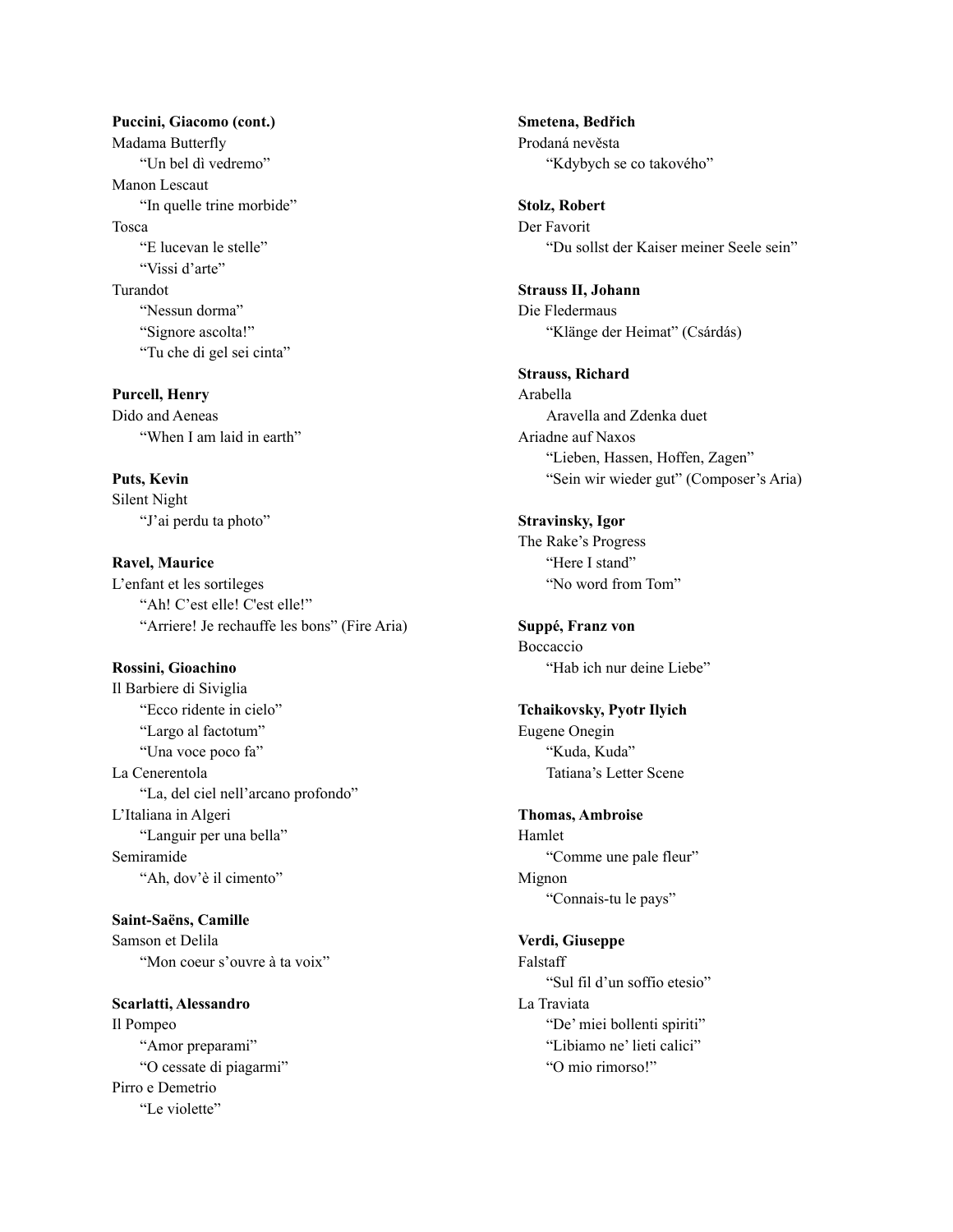**Puccini, Giacomo (cont.)**
Madama Butterfly
  "Un bel dì vedremo"
Manon Lescaut
  "In quelle trine morbide"
Tosca
  "E lucevan le stelle"
  "Vissi d'arte"
Turandot
  "Nessun dorma"
  "Signore ascolta!"
  "Tu che di gel sei cinta"

**Purcell, Henry**
Dido and Aeneas
  "When I am laid in earth"

**Puts, Kevin**
Silent Night
  "J'ai perdu ta photo"

**Ravel, Maurice**
L'enfant et les sortileges
  "Ah! C'est elle! C'est elle!"
  "Arriere! Je rechauffe les bons" (Fire Aria)

**Rossini, Gioachino**
Il Barbiere di Siviglia
  "Ecco ridente in cielo"
  "Largo al factotum"
  "Una voce poco fa"
La Cenerentola
  "La, del ciel nell'arcano profondo"
L'Italiana in Algeri
  "Languir per una bella"
Semiramide
  "Ah, dov'è il cimento"

**Saint-Saëns, Camille**
Samson et Delila
  "Mon coeur s'ouvre à ta voix"

**Scarlatti, Alessandro**
Il Pompeo
  "Amor preparami"
  "O cessate di piagarmi"
Pirro e Demetrio
  "Le violette"

**Smetena, Bedřich**
Prodaná nevěsta
  "Kdybych se co takového"

**Stolz, Robert**
Der Favorit
  "Du sollst der Kaiser meiner Seele sein"

**Strauss II, Johann**
Die Fledermaus
  "Klänge der Heimat" (Csárdás)

**Strauss, Richard**
Arabella
  Aravella and Zdenka duet
Ariadne auf Naxos
  "Lieben, Hassen, Hoffen, Zagen"
  "Sein wir wieder gut" (Composer's Aria)

**Stravinsky, Igor**
The Rake's Progress
  "Here I stand"
  "No word from Tom"

**Suppé, Franz von**
Boccaccio
  "Hab ich nur deine Liebe"

**Tchaikovsky, Pyotr Ilyich**
Eugene Onegin
  "Kuda, Kuda"
  Tatiana's Letter Scene

**Thomas, Ambroise**
Hamlet
  "Comme une pale fleur"
Mignon
  "Connais-tu le pays"

**Verdi, Giuseppe**
Falstaff
  "Sul fil d'un soffio etesio"
La Traviata
  "De' miei bollenti spiriti"
  "Libiamo ne' lieti calici"
  "O mio rimorso!"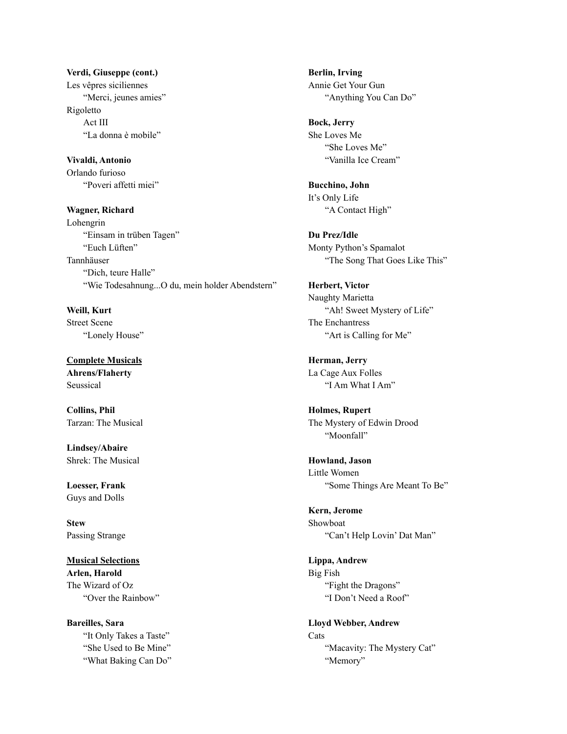**Verdi, Giuseppe (cont.)**
Les vêpres siciliennes
  "Merci, jeunes amies"
Rigoletto
  Act III
  "La donna è mobile"

**Vivaldi, Antonio**
Orlando furioso
  "Poveri affetti miei"

**Wagner, Richard**
Lohengrin
  "Einsam in trüben Tagen"
  "Euch Lüften"
Tannhäuser
  "Dich, teure Halle"
  "Wie Todesahnung...O du, mein holder Abendstern"

**Weill, Kurt**
Street Scene
  "Lonely House"

**<u>Complete Musicals</u>**

**Ahrens/Flaherty**
Seussical

**Collins, Phil**
Tarzan: The Musical

**Lindsey/Abaire**
Shrek: The Musical

**Loesser, Frank**
Guys and Dolls

**Stew**
Passing Strange

**<u>Musical Selections</u>**

**Arlen, Harold**
The Wizard of Oz
  "Over the Rainbow"

**Bareilles, Sara**
  "It Only Takes a Taste"
  "She Used to Be Mine"
  "What Baking Can Do"

**Berlin, Irving**
Annie Get Your Gun
  "Anything You Can Do"

**Bock, Jerry**
She Loves Me
  "She Loves Me"
  "Vanilla Ice Cream"

**Bucchino, John**
It's Only Life
  "A Contact High"

**Du Prez/Idle**
Monty Python's Spamalot
  "The Song That Goes Like This"

**Herbert, Victor**
Naughty Marietta
  "Ah! Sweet Mystery of Life"
The Enchantress
  "Art is Calling for Me"

**Herman, Jerry**
La Cage Aux Folles
  "I Am What I Am"

**Holmes, Rupert**
The Mystery of Edwin Drood
  "Moonfall"

**Howland, Jason**
Little Women
  "Some Things Are Meant To Be"

**Kern, Jerome**
Showboat
  "Can't Help Lovin' Dat Man"

**Lippa, Andrew**
Big Fish
  "Fight the Dragons"
  "I Don't Need a Roof"

**Lloyd Webber, Andrew**
Cats
  "Macavity: The Mystery Cat"
  "Memory"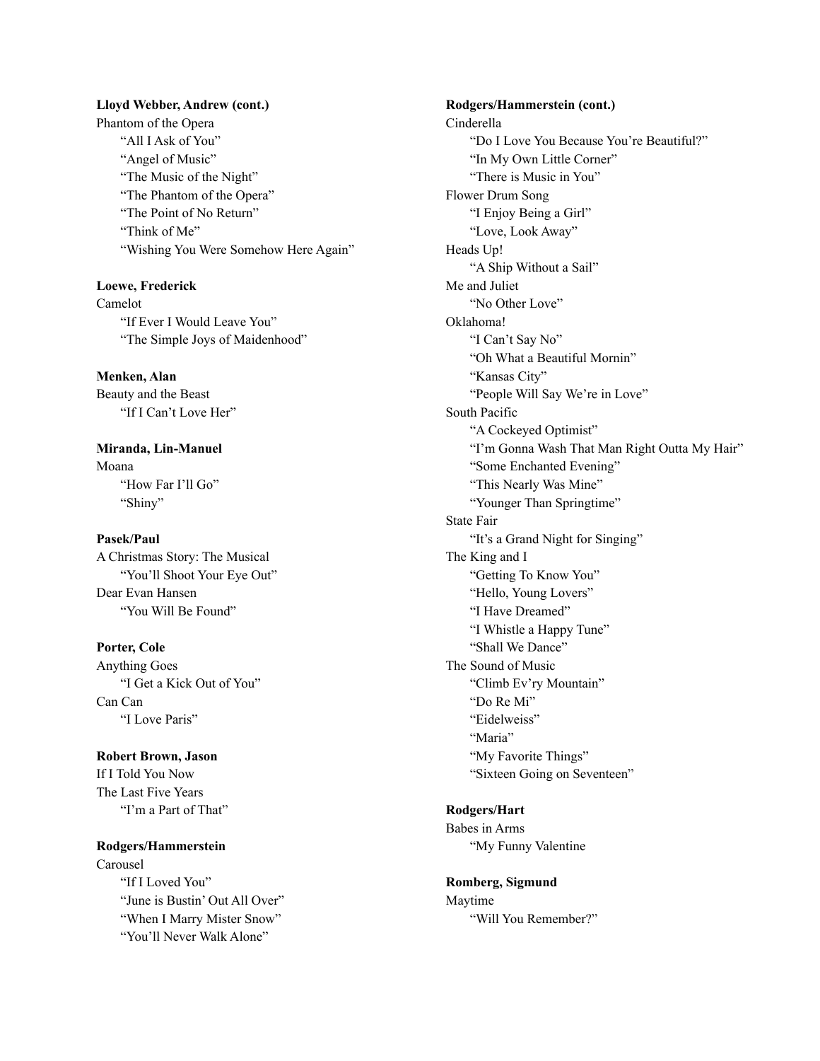**Lloyd Webber, Andrew (cont.)**

Phantom of the Opera

- "All I Ask of You"
- "Angel of Music"
- "The Music of the Night"
- "The Phantom of the Opera"
- "The Point of No Return"
- "Think of Me"
- "Wishing You Were Somehow Here Again"

**Loewe, Frederick**

Camelot

- "If Ever I Would Leave You"
- "The Simple Joys of Maidenhood"

**Menken, Alan**

Beauty and the Beast

- "If I Can't Love Her"

**Miranda, Lin-Manuel**

Moana

- "How Far I'll Go"
- "Shiny"

**Pasek/Paul**

A Christmas Story: The Musical

- "You'll Shoot Your Eye Out"

Dear Evan Hansen

- "You Will Be Found"

**Porter, Cole**

Anything Goes

- "I Get a Kick Out of You"

Can Can

- "I Love Paris"

**Robert Brown, Jason**

If I Told You Now

The Last Five Years

- "I'm a Part of That"

**Rodgers/Hammerstein**

Carousel

- "If I Loved You"
- "June is Bustin' Out All Over"
- "When I Marry Mister Snow"
- "You'll Never Walk Alone"

**Rodgers/Hammerstein (cont.)**

Cinderella

- "Do I Love You Because You're Beautiful?"
- "In My Own Little Corner"
- "There is Music in You"

Flower Drum Song

- "I Enjoy Being a Girl"
- "Love, Look Away"

Heads Up!

- "A Ship Without a Sail"

Me and Juliet

- "No Other Love"

Oklahoma!

- "I Can't Say No"
- "Oh What a Beautiful Mornin"
- "Kansas City"
- "People Will Say We're in Love"

South Pacific

- "A Cockeyed Optimist"
- "I'm Gonna Wash That Man Right Outta My Hair"
- "Some Enchanted Evening"
- "This Nearly Was Mine"
- "Younger Than Springtime"

State Fair

- "It's a Grand Night for Singing"

The King and I

- "Getting To Know You"
- "Hello, Young Lovers"
- "I Have Dreamed"
- "I Whistle a Happy Tune"
- "Shall We Dance"

The Sound of Music

- "Climb Ev'ry Mountain"
- "Do Re Mi"
- "Eidelweiss"
- "Maria"
- "My Favorite Things"
- "Sixteen Going on Seventeen"

**Rodgers/Hart**

Babes in Arms

- "My Funny Valentine

**Romberg, Sigmund**

Maytime

- "Will You Remember?"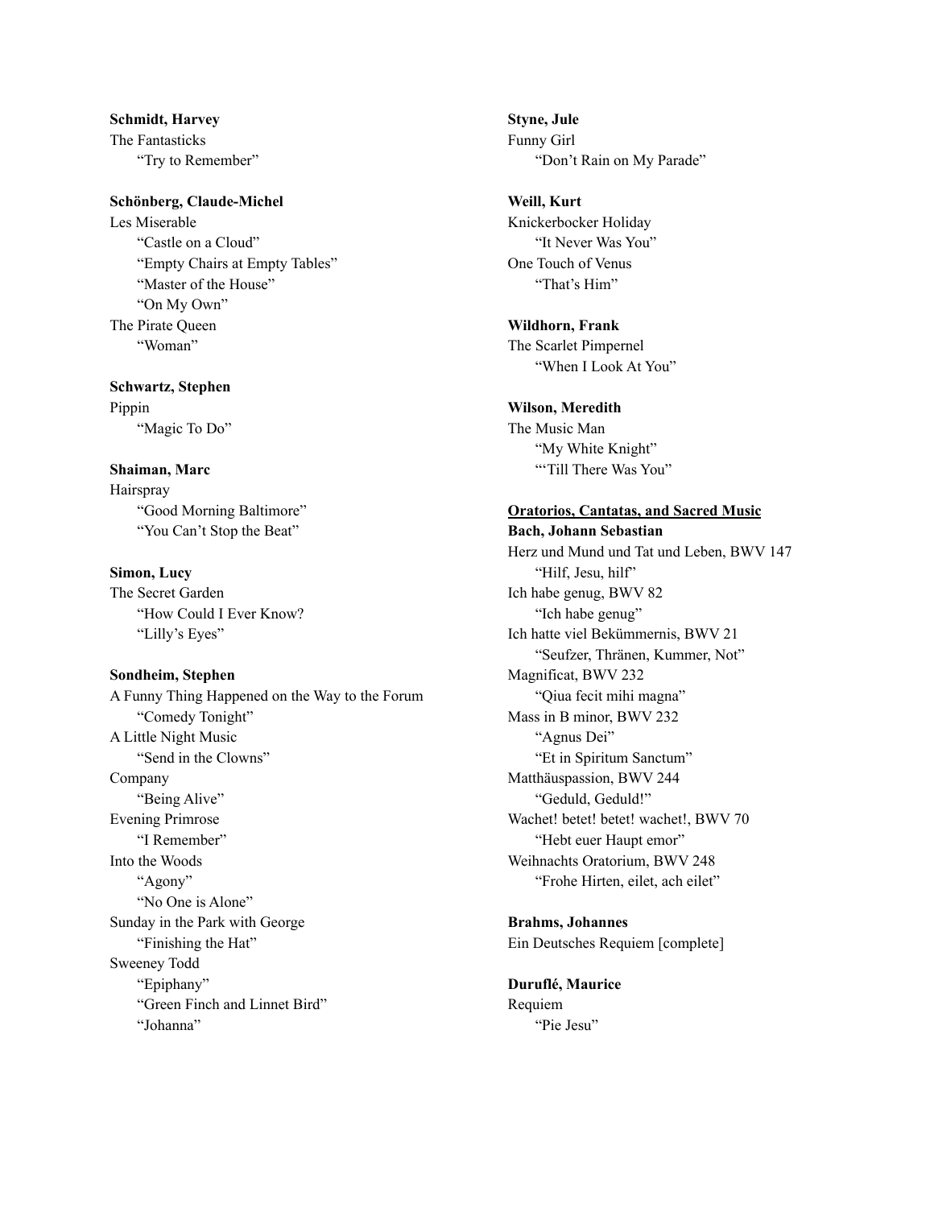**Schmidt, Harvey**
The Fantasticks
    "Try to Remember"

**Schönberg, Claude-Michel**
Les Miserable
    "Castle on a Cloud"
    "Empty Chairs at Empty Tables"
    "Master of the House"
    "On My Own"
The Pirate Queen
    "Woman"

**Schwartz, Stephen**
Pippin
    "Magic To Do"

**Shaiman, Marc**
Hairspray
    "Good Morning Baltimore"
    "You Can't Stop the Beat"

**Simon, Lucy**
The Secret Garden
    "How Could I Ever Know?
    "Lilly's Eyes"

**Sondheim, Stephen**
A Funny Thing Happened on the Way to the Forum
    "Comedy Tonight"
A Little Night Music
    "Send in the Clowns"
Company
    "Being Alive"
Evening Primrose
    "I Remember"
Into the Woods
    "Agony"
    "No One is Alone"
Sunday in the Park with George
    "Finishing the Hat"
Sweeney Todd
    "Epiphany"
    "Green Finch and Linnet Bird"
    "Johanna"

**Styne, Jule**
Funny Girl
    "Don't Rain on My Parade"

**Weill, Kurt**
Knickerbocker Holiday
    "It Never Was You"
One Touch of Venus
    "That's Him"

**Wildhorn, Frank**
The Scarlet Pimpernel
    "When I Look At You"

**Wilson, Meredith**
The Music Man
    "My White Knight"
    "'Till There Was You"

<u>**Oratorios, Cantatas, and Sacred Music**</u>

**Bach, Johann Sebastian**
Herz und Mund und Tat und Leben, BWV 147
    "Hilf, Jesu, hilf"
Ich habe genug, BWV 82
    "Ich habe genug"
Ich hatte viel Bekümmernis, BWV 21
    "Seufzer, Thränen, Kummer, Not"
Magnificat, BWV 232
    "Qiua fecit mihi magna"
Mass in B minor, BWV 232
    "Agnus Dei"
    "Et in Spiritum Sanctum"
Matthäuspassion, BWV 244
    "Geduld, Geduld!"
Wachet! betet! betet! wachet!, BWV 70
    "Hebt euer Haupt emor"
Weihnachts Oratorium, BWV 248
    "Frohe Hirten, eilet, ach eilet"

**Brahms, Johannes**
Ein Deutsches Requiem [complete]

**Duruflé, Maurice**
Requiem
    "Pie Jesu"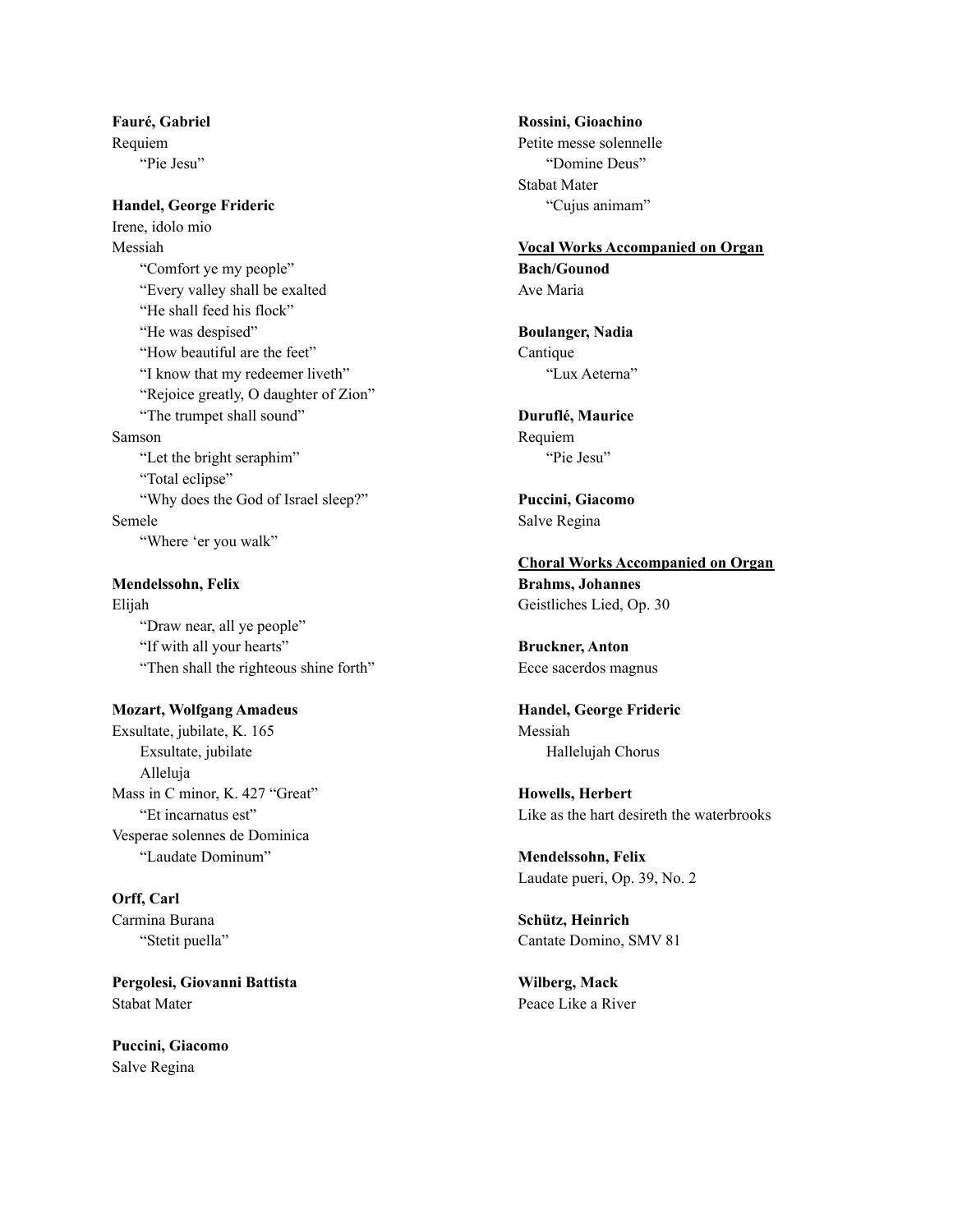**Fauré, Gabriel**
Requiem
- "Pie Jesu"

**Handel, George Frideric**
Irene, idolo mio
Messiah
- "Comfort ye my people"
- "Every valley shall be exalted
- "He shall feed his flock"
- "He was despised"
- "How beautiful are the feet"
- "I know that my redeemer liveth"
- "Rejoice greatly, O daughter of Zion"
- "The trumpet shall sound"

Samson
- "Let the bright seraphim"
- "Total eclipse"
- "Why does the God of Israel sleep?"

Semele
- "Where 'er you walk"

**Mendelssohn, Felix**
Elijah
- "Draw near, all ye people"
- "If with all your hearts"
- "Then shall the righteous shine forth"

**Mozart, Wolfgang Amadeus**
Exsultate, jubilate, K. 165
- Exsultate, jubilate
- Alleluja

Mass in C minor, K. 427 "Great"
- "Et incarnatus est"

Vesperae solennes de Dominica
- "Laudate Dominum"

**Orff, Carl**
Carmina Burana
- "Stetit puella"

**Pergolesi, Giovanni Battista**
Stabat Mater

**Puccini, Giacomo**
Salve Regina

**Rossini, Gioachino**
Petite messe solennelle
- "Domine Deus"

Stabat Mater
- "Cujus animam"

## Vocal Works Accompanied on Organ

**Bach/Gounod**
Ave Maria

**Boulanger, Nadia**
Cantique
- "Lux Aeterna"

**Duruflé, Maurice**
Requiem
- "Pie Jesu"

**Puccini, Giacomo**
Salve Regina

## Choral Works Accompanied on Organ

**Brahms, Johannes**
Geistliches Lied, Op. 30

**Bruckner, Anton**
Ecce sacerdos magnus

**Handel, George Frideric**
Messiah
- Hallelujah Chorus

**Howells, Herbert**
Like as the hart desireth the waterbrooks

**Mendelssohn, Felix**
Laudate pueri, Op. 39, No. 2

**Schütz, Heinrich**
Cantate Domino, SMV 81

**Wilberg, Mack**
Peace Like a River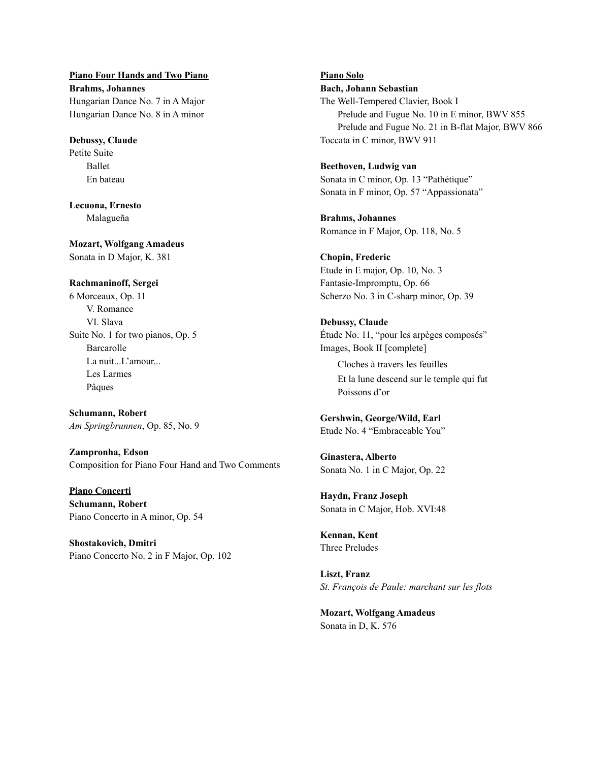**Piano Four Hands and Two Piano**

**Brahms, Johannes**
Hungarian Dance No. 7 in A Major
Hungarian Dance No. 8 in A minor

**Debussy, Claude**
Petite Suite
- Ballet
- En bateau

**Lecuona, Ernesto**
- Malagueña

**Mozart, Wolfgang Amadeus**
Sonata in D Major, K. 381

**Rachmaninoff, Sergei**
6 Morceaux, Op. 11
- V. Romance
- VI. Slava

Suite No. 1 for two pianos, Op. 5
- Barcarolle
- La nuit...L'amour...
- Les Larmes
- Pâques

**Schumann, Robert**
*Am Springbrunnen*, Op. 85, No. 9

**Zampronha, Edson**
Composition for Piano Four Hand and Two Comments

**Piano Concerti**

**Schumann, Robert**
Piano Concerto in A minor, Op. 54

**Shostakovich, Dmitri**
Piano Concerto No. 2 in F Major, Op. 102

**Piano Solo**

**Bach, Johann Sebastian**
The Well-Tempered Clavier, Book I
- Prelude and Fugue No. 10 in E minor, BWV 855
- Prelude and Fugue No. 21 in B-flat Major, BWV 866

Toccata in C minor, BWV 911

**Beethoven, Ludwig van**
Sonata in C minor, Op. 13 "Pathétique"
Sonata in F minor, Op. 57 "Appassionata"

**Brahms, Johannes**
Romance in F Major, Op. 118, No. 5

**Chopin, Frederic**
Etude in E major, Op. 10, No. 3
Fantasie-Impromptu, Op. 66
Scherzo No. 3 in C-sharp minor, Op. 39

**Debussy, Claude**
Étude No. 11, "pour les arpèges composés"
Images, Book II [complete]
- Cloches à travers les feuilles
- Et la lune descend sur le temple qui fut
- Poissons d'or

**Gershwin, George/Wild, Earl**
Etude No. 4 "Embraceable You"

**Ginastera, Alberto**
Sonata No. 1 in C Major, Op. 22

**Haydn, Franz Joseph**
Sonata in C Major, Hob. XVI:48

**Kennan, Kent**
Three Preludes

**Liszt, Franz**
*St. François de Paule: marchant sur les flots*

**Mozart, Wolfgang Amadeus**
Sonata in D, K. 576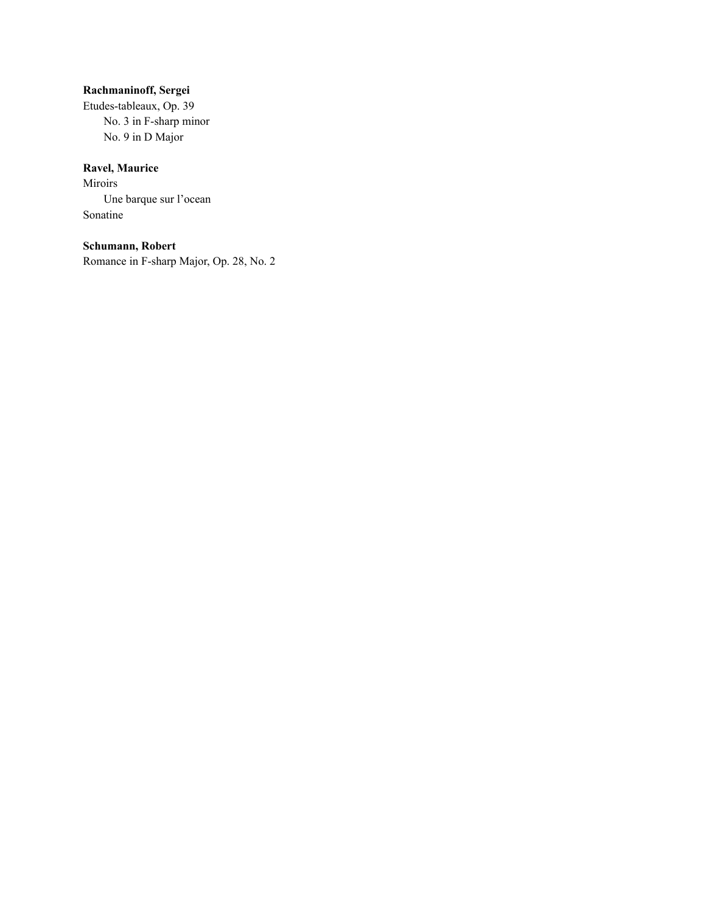**Rachmaninoff, Sergei**
Etudes-tableaux, Op. 39
  No. 3 in F-sharp minor
  No. 9 in D Major

**Ravel, Maurice**
Miroirs
  Une barque sur l'ocean
Sonatine

**Schumann, Robert**
Romance in F-sharp Major, Op. 28, No. 2